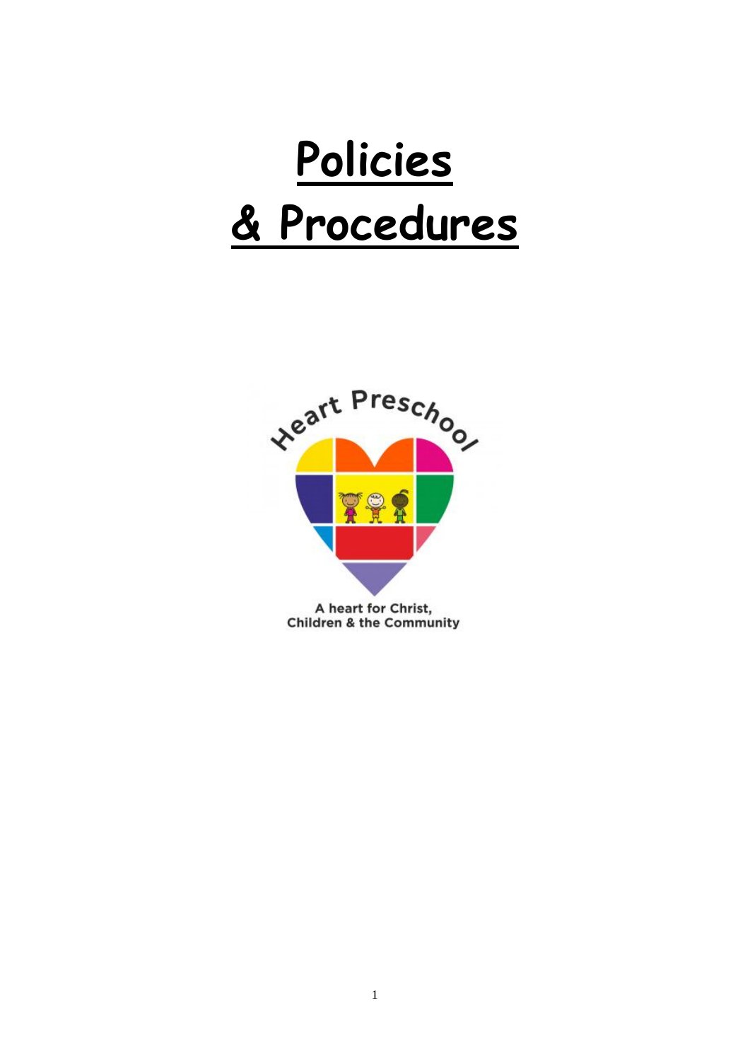# Policies

# & Procedures

Heart Preschool

A heart for Christ,
Children & the Community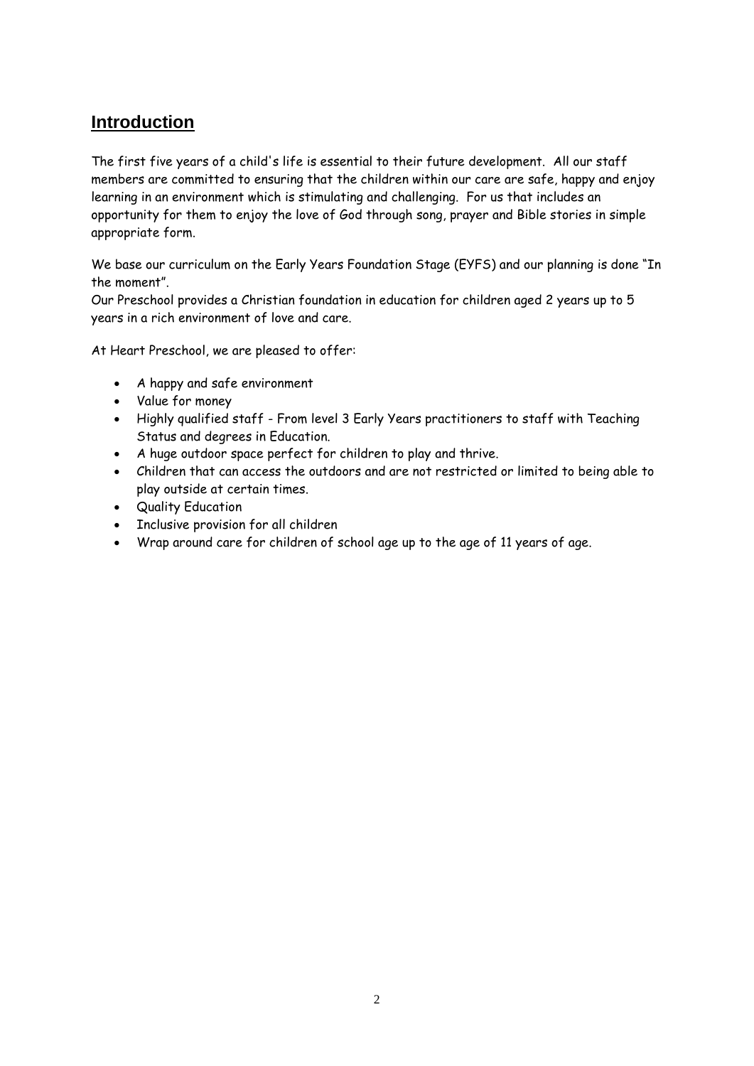## Introduction

The first five years of a child's life is essential to their future development. All our staff members are committed to ensuring that the children within our care are safe, happy and enjoy learning in an environment which is stimulating and challenging. For us that includes an opportunity for them to enjoy the love of God through song, prayer and Bible stories in simple appropriate form.

We base our curriculum on the Early Years Foundation Stage (EYFS) and our planning is done "In the moment".
Our Preschool provides a Christian foundation in education for children aged 2 years up to 5 years in a rich environment of love and care.

At Heart Preschool, we are pleased to offer:

- A happy and safe environment
- Value for money
- Highly qualified staff - From level 3 Early Years practitioners to staff with Teaching Status and degrees in Education.
- A huge outdoor space perfect for children to play and thrive.
- Children that can access the outdoors and are not restricted or limited to being able to play outside at certain times.
- Quality Education
- Inclusive provision for all children
- Wrap around care for children of school age up to the age of 11 years of age.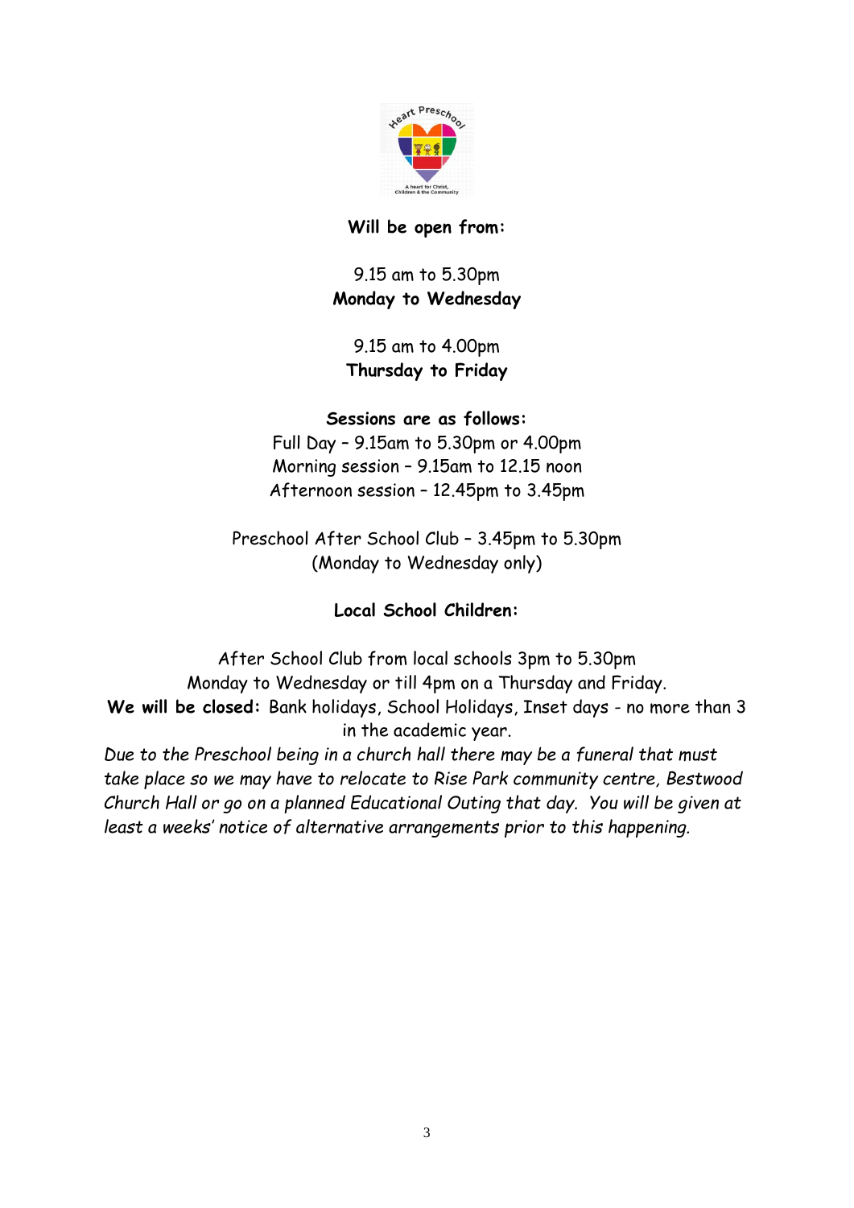**Will be open from:**

9.15 am to 5.30pm
**Monday to Wednesday**

9.15 am to 4.00pm
**Thursday to Friday**

**Sessions are as follows:**
Full Day – 9.15am to 5.30pm or 4.00pm
Morning session – 9.15am to 12.15 noon
Afternoon session – 12.45pm to 3.45pm

Preschool After School Club – 3.45pm to 5.30pm
(Monday to Wednesday only)

**Local School Children:**

After School Club from local schools 3pm to 5.30pm
Monday to Wednesday or till 4pm on a Thursday and Friday.
**We will be closed:** Bank holidays, School Holidays, Inset days - no more than 3 in the academic year.

*Due to the Preschool being in a church hall there may be a funeral that must take place so we may have to relocate to Rise Park community centre, Bestwood Church Hall or go on a planned Educational Outing that day. You will be given at least a weeks' notice of alternative arrangements prior to this happening.*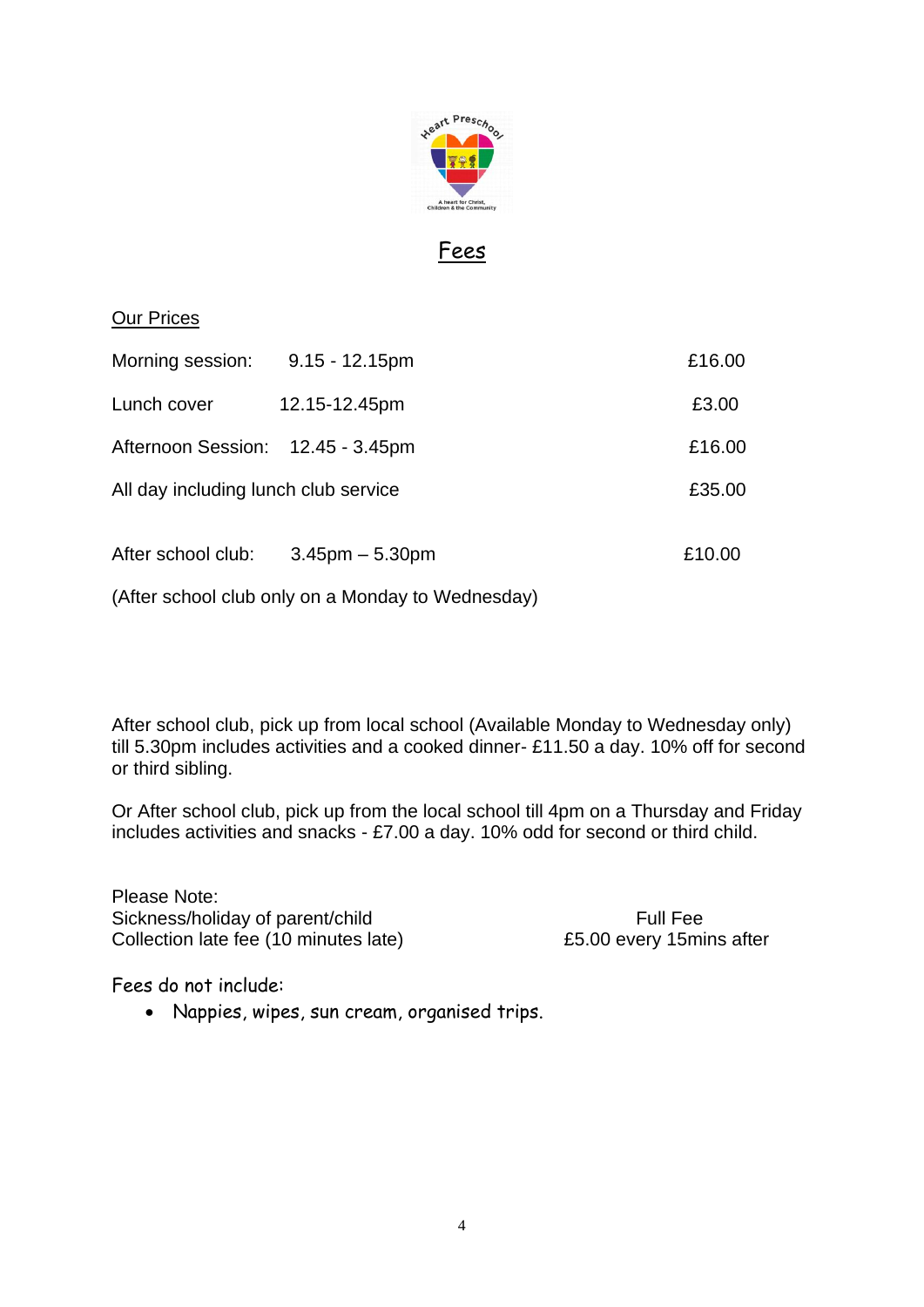# Fees

## Our Prices

| | | |
|---|---|---|
| Morning session: | 9.15 - 12.15pm | £16.00 |
| Lunch cover | 12.15-12.45pm | £3.00 |
| Afternoon Session: | 12.45 - 3.45pm | £16.00 |
| All day including lunch club service | | £35.00 |
| After school club: | 3.45pm – 5.30pm | £10.00 |

(After school club only on a Monday to Wednesday)

After school club, pick up from local school (Available Monday to Wednesday only) till 5.30pm includes activities and a cooked dinner- £11.50 a day. 10% off for second or third sibling.

Or After school club, pick up from the local school till 4pm on a Thursday and Friday includes activities and snacks - £7.00 a day. 10% odd for second or third child.

Please Note:

| | |
|---|---|
| Sickness/holiday of parent/child | Full Fee |
| Collection late fee (10 minutes late) | £5.00 every 15mins after |

Fees do not include:

- Nappies, wipes, sun cream, organised trips.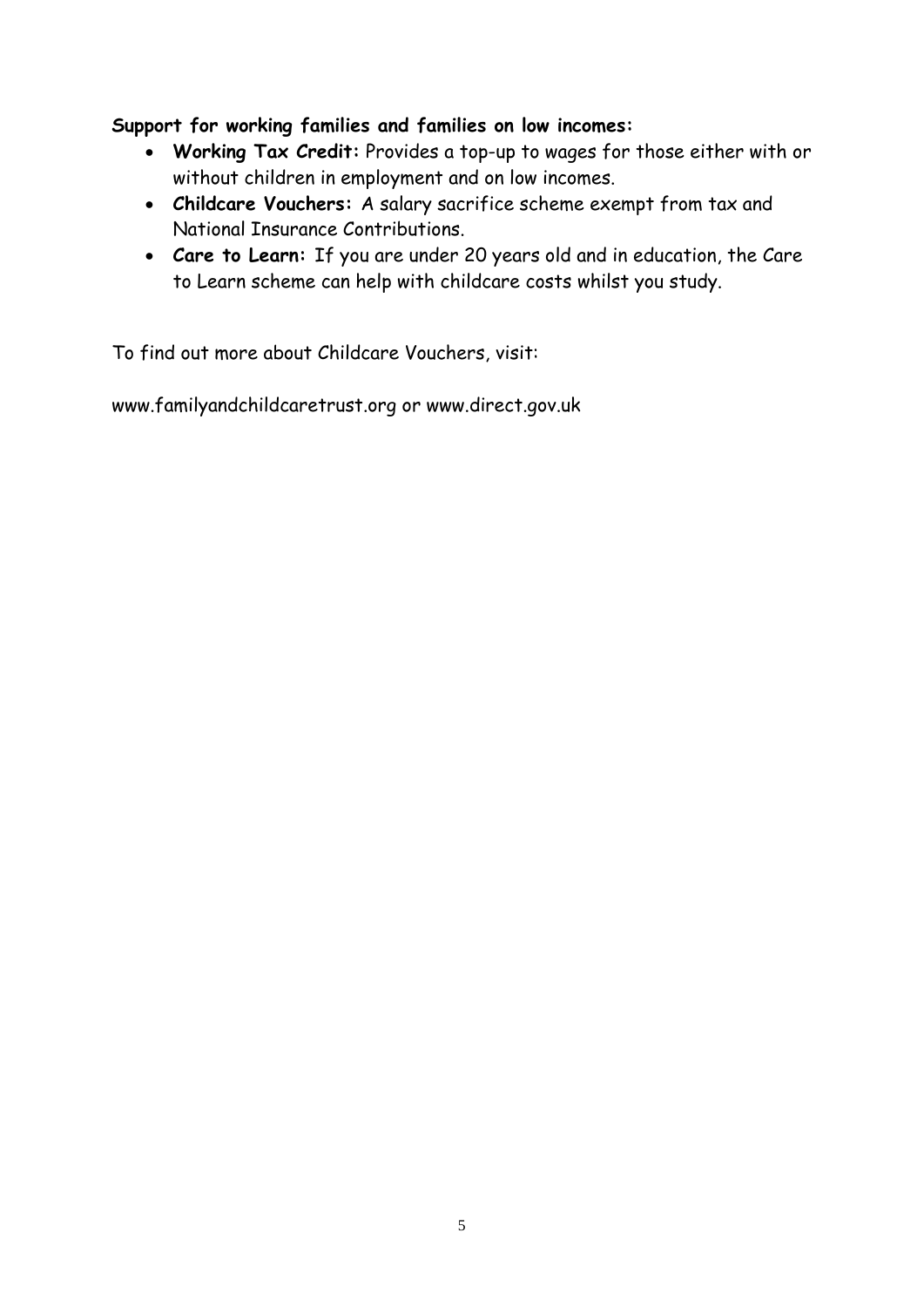**Support for working families and families on low incomes:**

- **Working Tax Credit:** Provides a top-up to wages for those either with or without children in employment and on low incomes.
- **Childcare Vouchers:** A salary sacrifice scheme exempt from tax and National Insurance Contributions.
- **Care to Learn:** If you are under 20 years old and in education, the Care to Learn scheme can help with childcare costs whilst you study.

To find out more about Childcare Vouchers, visit:

www.familyandchildcaretrust.org or www.direct.gov.uk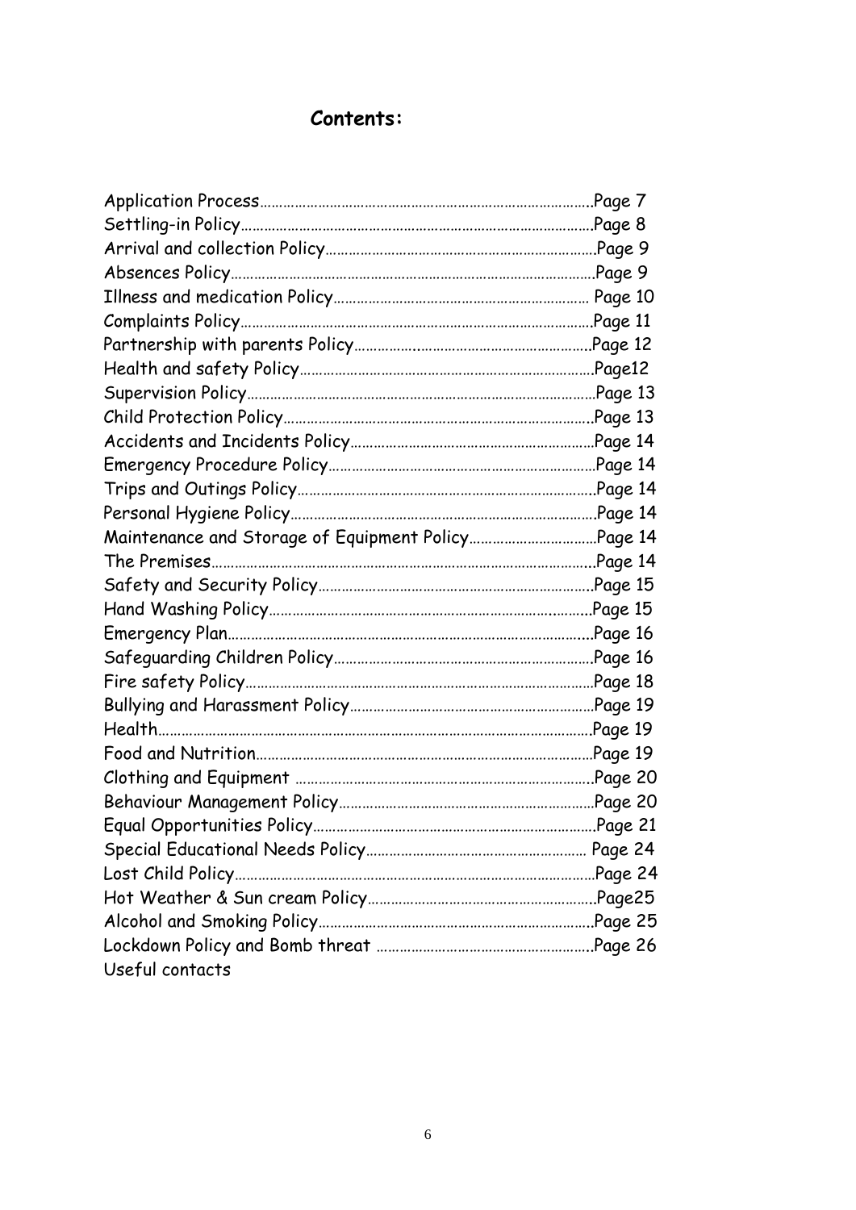## Contents:

| | |
|---|---|
| Application Process | Page 7 |
| Settling-in Policy | Page 8 |
| Arrival and collection Policy | Page 9 |
| Absences Policy | Page 9 |
| Illness and medication Policy | Page 10 |
| Complaints Policy | Page 11 |
| Partnership with parents Policy | Page 12 |
| Health and safety Policy | Page12 |
| Supervision Policy | Page 13 |
| Child Protection Policy | Page 13 |
| Accidents and Incidents Policy | Page 14 |
| Emergency Procedure Policy | Page 14 |
| Trips and Outings Policy | Page 14 |
| Personal Hygiene Policy | Page 14 |
| Maintenance and Storage of Equipment Policy | Page 14 |
| The Premises | Page 14 |
| Safety and Security Policy | Page 15 |
| Hand Washing Policy | Page 15 |
| Emergency Plan | Page 16 |
| Safeguarding Children Policy | Page 16 |
| Fire safety Policy | Page 18 |
| Bullying and Harassment Policy | Page 19 |
| Health | Page 19 |
| Food and Nutrition | Page 19 |
| Clothing and Equipment | Page 20 |
| Behaviour Management Policy | Page 20 |
| Equal Opportunities Policy | Page 21 |
| Special Educational Needs Policy | Page 24 |
| Lost Child Policy | Page 24 |
| Hot Weather & Sun cream Policy | Page25 |
| Alcohol and Smoking Policy | Page 25 |
| Lockdown Policy and Bomb threat | Page 26 |
| Useful contacts | |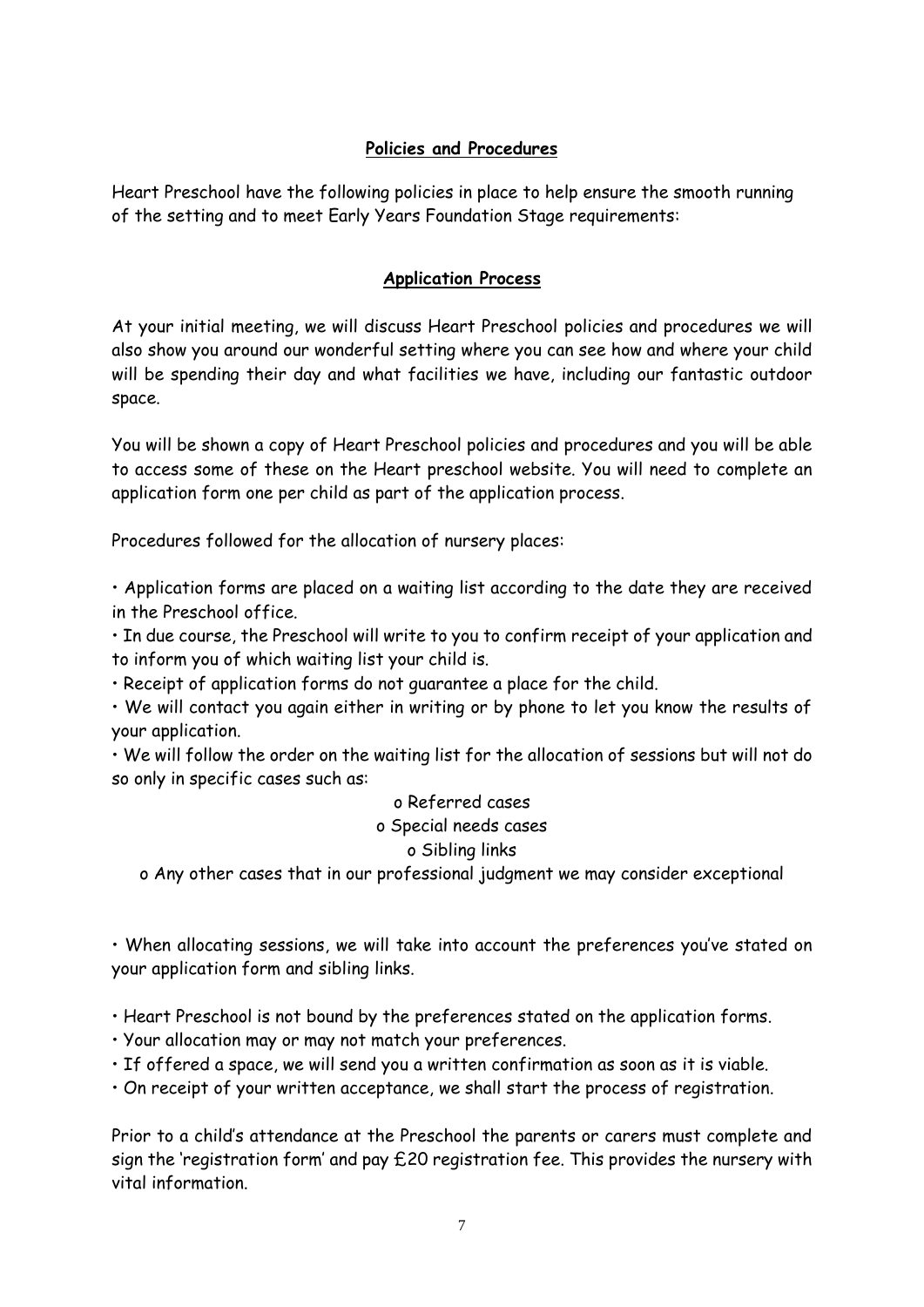## Policies and Procedures

Heart Preschool have the following policies in place to help ensure the smooth running of the setting and to meet Early Years Foundation Stage requirements:

## Application Process

At your initial meeting, we will discuss Heart Preschool policies and procedures we will also show you around our wonderful setting where you can see how and where your child will be spending their day and what facilities we have, including our fantastic outdoor space.

You will be shown a copy of Heart Preschool policies and procedures and you will be able to access some of these on the Heart preschool website. You will need to complete an application form one per child as part of the application process.

Procedures followed for the allocation of nursery places:

- Application forms are placed on a waiting list according to the date they are received in the Preschool office.
- In due course, the Preschool will write to you to confirm receipt of your application and to inform you of which waiting list your child is.
- Receipt of application forms do not guarantee a place for the child.
- We will contact you again either in writing or by phone to let you know the results of your application.
- We will follow the order on the waiting list for the allocation of sessions but will not do so only in specific cases such as:
  - Referred cases
  - Special needs cases
  - Sibling links
  - Any other cases that in our professional judgment we may consider exceptional

- When allocating sessions, we will take into account the preferences you've stated on your application form and sibling links.

- Heart Preschool is not bound by the preferences stated on the application forms.
- Your allocation may or may not match your preferences.
- If offered a space, we will send you a written confirmation as soon as it is viable.
- On receipt of your written acceptance, we shall start the process of registration.

Prior to a child's attendance at the Preschool the parents or carers must complete and sign the 'registration form' and pay £20 registration fee. This provides the nursery with vital information.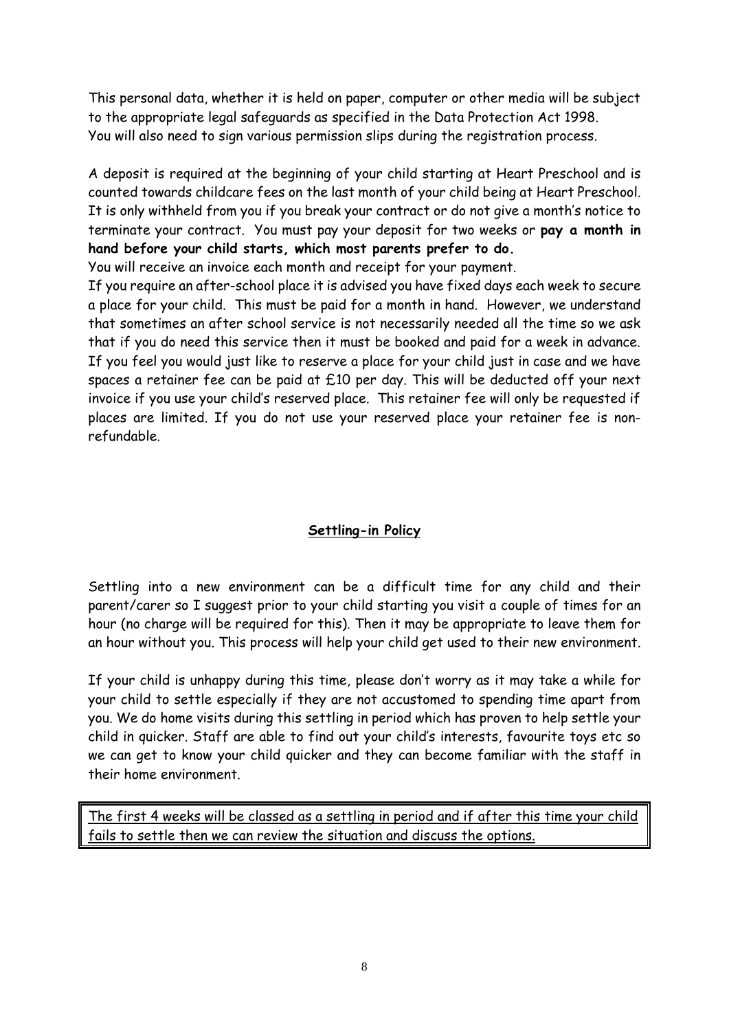This personal data, whether it is held on paper, computer or other media will be subject to the appropriate legal safeguards as specified in the Data Protection Act 1998.
You will also need to sign various permission slips during the registration process.

A deposit is required at the beginning of your child starting at Heart Preschool and is counted towards childcare fees on the last month of your child being at Heart Preschool. It is only withheld from you if you break your contract or do not give a month's notice to terminate your contract. You must pay your deposit for two weeks or **pay a month in hand before your child starts, which most parents prefer to do.**
You will receive an invoice each month and receipt for your payment.
If you require an after-school place it is advised you have fixed days each week to secure a place for your child. This must be paid for a month in hand. However, we understand that sometimes an after school service is not necessarily needed all the time so we ask that if you do need this service then it must be booked and paid for a week in advance. If you feel you would just like to reserve a place for your child just in case and we have spaces a retainer fee can be paid at £10 per day. This will be deducted off your next invoice if you use your child's reserved place. This retainer fee will only be requested if places are limited. If you do not use your reserved place your retainer fee is non-refundable.

## Settling-in Policy

Settling into a new environment can be a difficult time for any child and their parent/carer so I suggest prior to your child starting you visit a couple of times for an hour (no charge will be required for this). Then it may be appropriate to leave them for an hour without you. This process will help your child get used to their new environment.

If your child is unhappy during this time, please don't worry as it may take a while for your child to settle especially if they are not accustomed to spending time apart from you. We do home visits during this settling in period which has proven to help settle your child in quicker. Staff are able to find out your child's interests, favourite toys etc so we can get to know your child quicker and they can become familiar with the staff in their home environment.

The first 4 weeks will be classed as a settling in period and if after this time your child fails to settle then we can review the situation and discuss the options.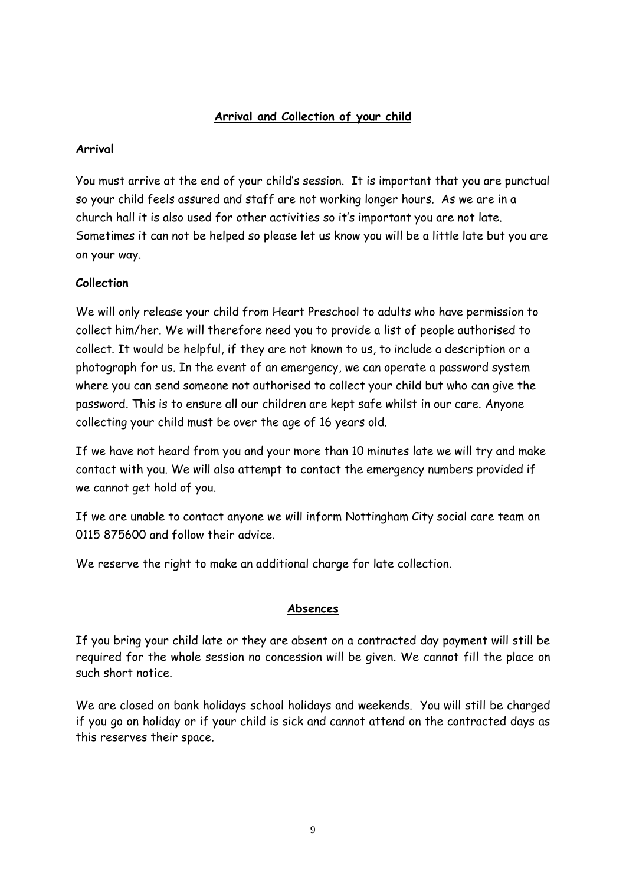## **Arrival and Collection of your child**

**Arrival**

You must arrive at the end of your child's session. It is important that you are punctual so your child feels assured and staff are not working longer hours. As we are in a church hall it is also used for other activities so it's important you are not late. Sometimes it can not be helped so please let us know you will be a little late but you are on your way.

**Collection**

We will only release your child from Heart Preschool to adults who have permission to collect him/her. We will therefore need you to provide a list of people authorised to collect. It would be helpful, if they are not known to us, to include a description or a photograph for us. In the event of an emergency, we can operate a password system where you can send someone not authorised to collect your child but who can give the password. This is to ensure all our children are kept safe whilst in our care. Anyone collecting your child must be over the age of 16 years old.

If we have not heard from you and your more than 10 minutes late we will try and make contact with you. We will also attempt to contact the emergency numbers provided if we cannot get hold of you.

If we are unable to contact anyone we will inform Nottingham City social care team on 0115 875600 and follow their advice.

We reserve the right to make an additional charge for late collection.

## **Absences**

If you bring your child late or they are absent on a contracted day payment will still be required for the whole session no concession will be given. We cannot fill the place on such short notice.

We are closed on bank holidays school holidays and weekends. You will still be charged if you go on holiday or if your child is sick and cannot attend on the contracted days as this reserves their space.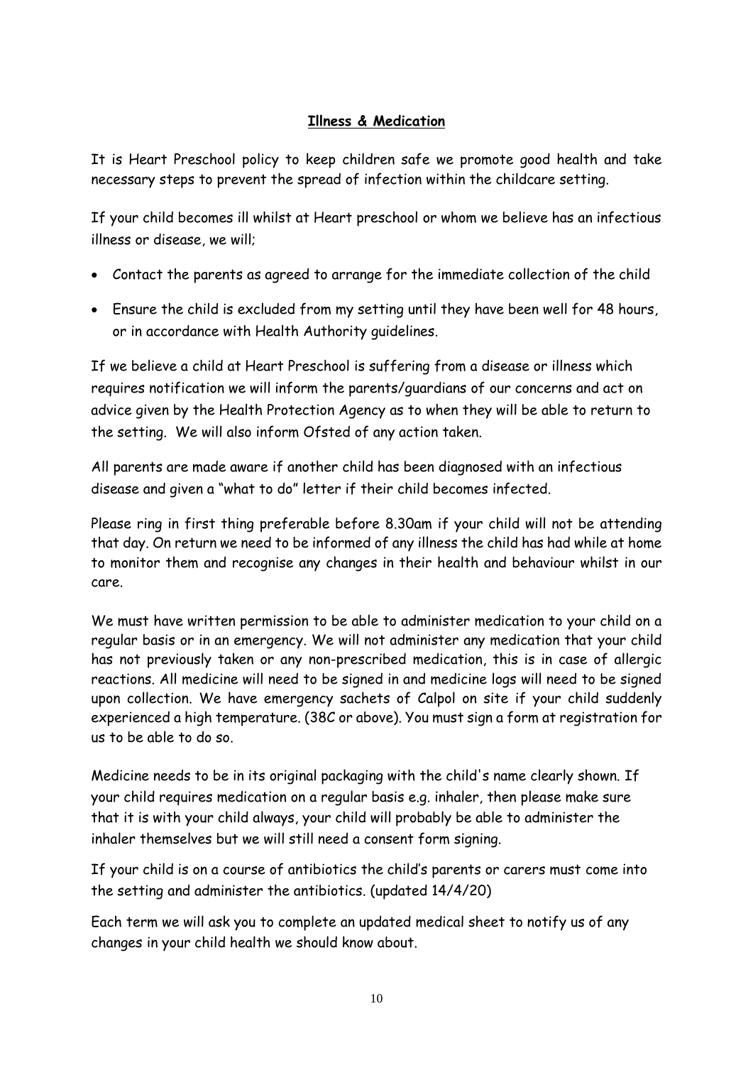## **Illness & Medication**

It is Heart Preschool policy to keep children safe we promote good health and take necessary steps to prevent the spread of infection within the childcare setting.

If your child becomes ill whilst at Heart preschool or whom we believe has an infectious illness or disease, we will;

- Contact the parents as agreed to arrange for the immediate collection of the child
- Ensure the child is excluded from my setting until they have been well for 48 hours, or in accordance with Health Authority guidelines.

If we believe a child at Heart Preschool is suffering from a disease or illness which requires notification we will inform the parents/guardians of our concerns and act on advice given by the Health Protection Agency as to when they will be able to return to the setting. We will also inform Ofsted of any action taken.

All parents are made aware if another child has been diagnosed with an infectious disease and given a "what to do" letter if their child becomes infected.

Please ring in first thing preferable before 8.30am if your child will not be attending that day. On return we need to be informed of any illness the child has had while at home to monitor them and recognise any changes in their health and behaviour whilst in our care.

We must have written permission to be able to administer medication to your child on a regular basis or in an emergency. We will not administer any medication that your child has not previously taken or any non-prescribed medication, this is in case of allergic reactions. All medicine will need to be signed in and medicine logs will need to be signed upon collection. We have emergency sachets of Calpol on site if your child suddenly experienced a high temperature. (38C or above). You must sign a form at registration for us to be able to do so.

Medicine needs to be in its original packaging with the child's name clearly shown. If your child requires medication on a regular basis e.g. inhaler, then please make sure that it is with your child always, your child will probably be able to administer the inhaler themselves but we will still need a consent form signing.

If your child is on a course of antibiotics the child's parents or carers must come into the setting and administer the antibiotics. (updated 14/4/20)

Each term we will ask you to complete an updated medical sheet to notify us of any changes in your child health we should know about.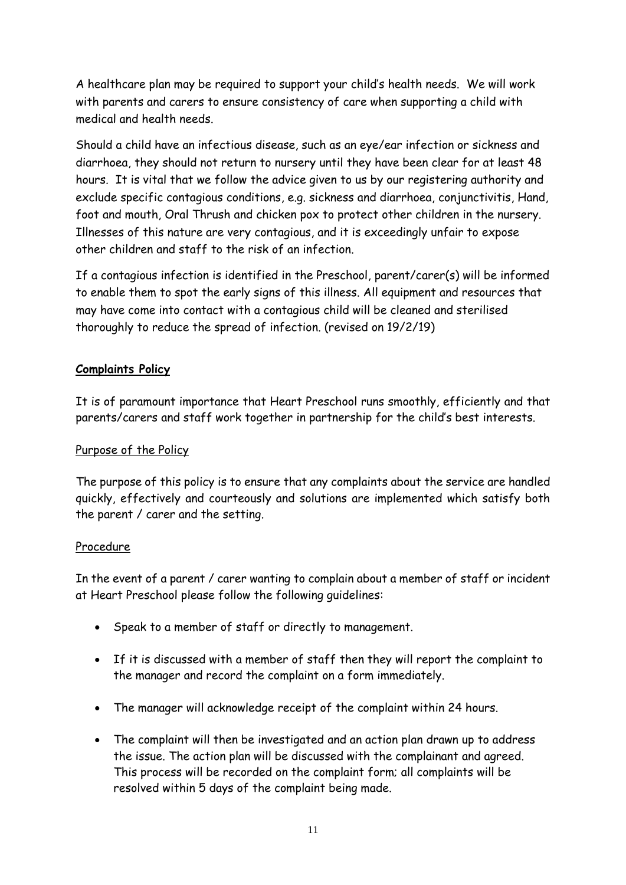A healthcare plan may be required to support your child's health needs. We will work with parents and carers to ensure consistency of care when supporting a child with medical and health needs.

Should a child have an infectious disease, such as an eye/ear infection or sickness and diarrhoea, they should not return to nursery until they have been clear for at least 48 hours. It is vital that we follow the advice given to us by our registering authority and exclude specific contagious conditions, e.g. sickness and diarrhoea, conjunctivitis, Hand, foot and mouth, Oral Thrush and chicken pox to protect other children in the nursery. Illnesses of this nature are very contagious, and it is exceedingly unfair to expose other children and staff to the risk of an infection.

If a contagious infection is identified in the Preschool, parent/carer(s) will be informed to enable them to spot the early signs of this illness. All equipment and resources that may have come into contact with a contagious child will be cleaned and sterilised thoroughly to reduce the spread of infection. (revised on 19/2/19)

## Complaints Policy

It is of paramount importance that Heart Preschool runs smoothly, efficiently and that parents/carers and staff work together in partnership for the child's best interests.

### Purpose of the Policy

The purpose of this policy is to ensure that any complaints about the service are handled quickly, effectively and courteously and solutions are implemented which satisfy both the parent / carer and the setting.

### Procedure

In the event of a parent / carer wanting to complain about a member of staff or incident at Heart Preschool please follow the following guidelines:

- Speak to a member of staff or directly to management.
- If it is discussed with a member of staff then they will report the complaint to the manager and record the complaint on a form immediately.
- The manager will acknowledge receipt of the complaint within 24 hours.
- The complaint will then be investigated and an action plan drawn up to address the issue. The action plan will be discussed with the complainant and agreed. This process will be recorded on the complaint form; all complaints will be resolved within 5 days of the complaint being made.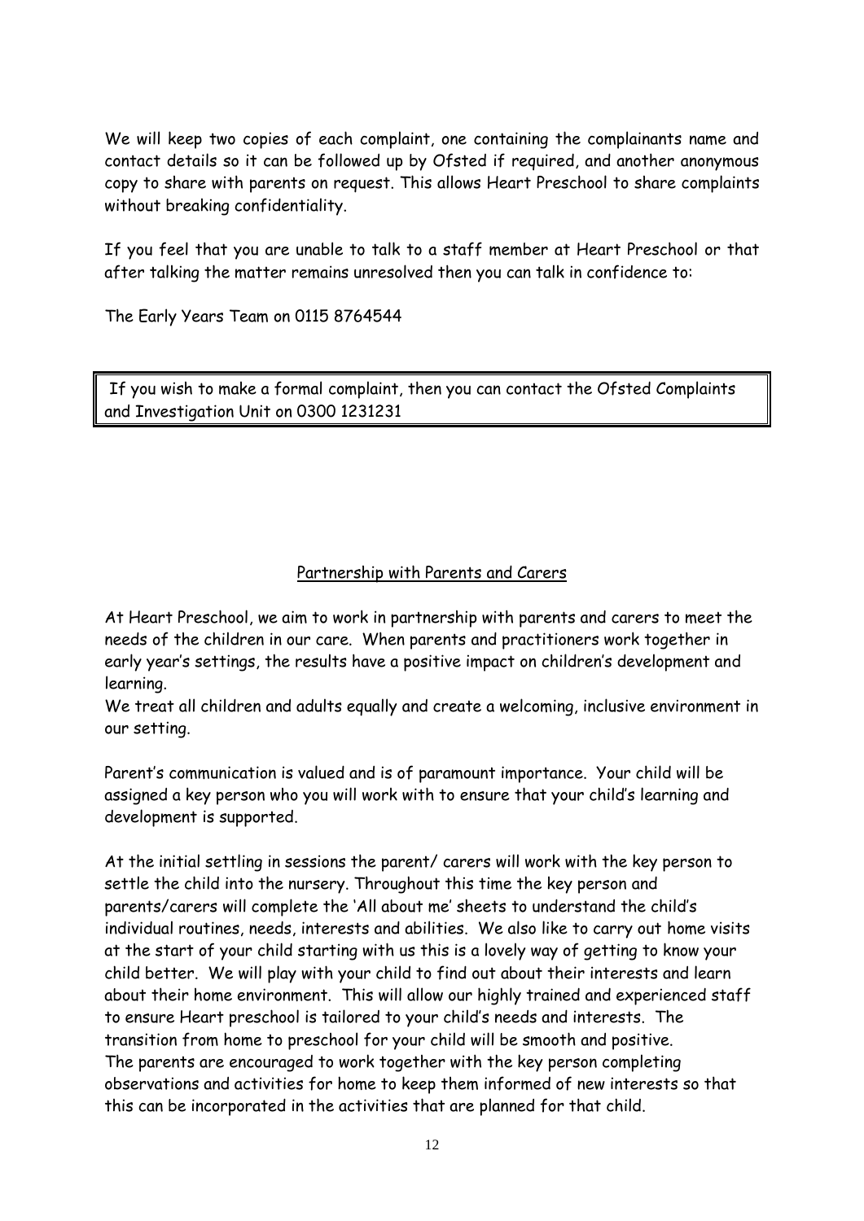We will keep two copies of each complaint, one containing the complainants name and contact details so it can be followed up by Ofsted if required, and another anonymous copy to share with parents on request. This allows Heart Preschool to share complaints without breaking confidentiality.

If you feel that you are unable to talk to a staff member at Heart Preschool or that after talking the matter remains unresolved then you can talk in confidence to:

The Early Years Team on 0115 8764544

> If you wish to make a formal complaint, then you can contact the Ofsted Complaints and Investigation Unit on 0300 1231231

## Partnership with Parents and Carers

At Heart Preschool, we aim to work in partnership with parents and carers to meet the needs of the children in our care. When parents and practitioners work together in early year's settings, the results have a positive impact on children's development and learning.
We treat all children and adults equally and create a welcoming, inclusive environment in our setting.

Parent's communication is valued and is of paramount importance. Your child will be assigned a key person who you will work with to ensure that your child's learning and development is supported.

At the initial settling in sessions the parent/ carers will work with the key person to settle the child into the nursery. Throughout this time the key person and parents/carers will complete the 'All about me' sheets to understand the child's individual routines, needs, interests and abilities. We also like to carry out home visits at the start of your child starting with us this is a lovely way of getting to know your child better. We will play with your child to find out about their interests and learn about their home environment. This will allow our highly trained and experienced staff to ensure Heart preschool is tailored to your child's needs and interests. The transition from home to preschool for your child will be smooth and positive.
The parents are encouraged to work together with the key person completing observations and activities for home to keep them informed of new interests so that this can be incorporated in the activities that are planned for that child.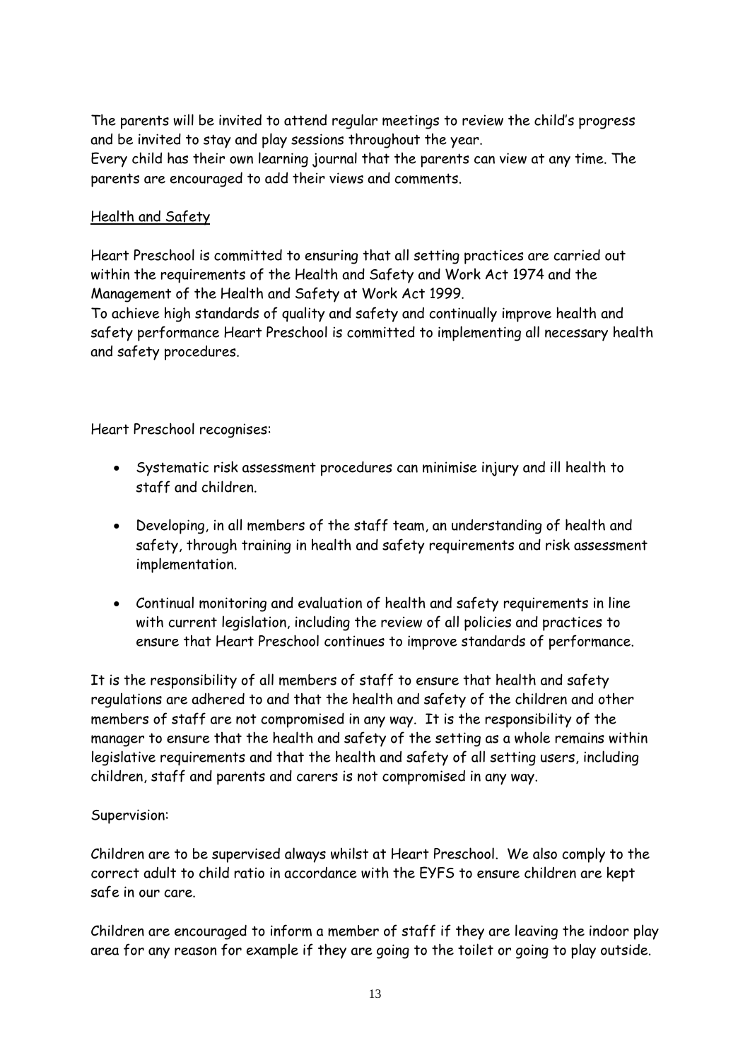The parents will be invited to attend regular meetings to review the child's progress and be invited to stay and play sessions throughout the year.
Every child has their own learning journal that the parents can view at any time. The parents are encouraged to add their views and comments.

## Health and Safety

Heart Preschool is committed to ensuring that all setting practices are carried out within the requirements of the Health and Safety and Work Act 1974 and the Management of the Health and Safety at Work Act 1999.
To achieve high standards of quality and safety and continually improve health and safety performance Heart Preschool is committed to implementing all necessary health and safety procedures.

Heart Preschool recognises:

- Systematic risk assessment procedures can minimise injury and ill health to staff and children.
- Developing, in all members of the staff team, an understanding of health and safety, through training in health and safety requirements and risk assessment implementation.
- Continual monitoring and evaluation of health and safety requirements in line with current legislation, including the review of all policies and practices to ensure that Heart Preschool continues to improve standards of performance.

It is the responsibility of all members of staff to ensure that health and safety regulations are adhered to and that the health and safety of the children and other members of staff are not compromised in any way. It is the responsibility of the manager to ensure that the health and safety of the setting as a whole remains within legislative requirements and that the health and safety of all setting users, including children, staff and parents and carers is not compromised in any way.

Supervision:

Children are to be supervised always whilst at Heart Preschool. We also comply to the correct adult to child ratio in accordance with the EYFS to ensure children are kept safe in our care.

Children are encouraged to inform a member of staff if they are leaving the indoor play area for any reason for example if they are going to the toilet or going to play outside.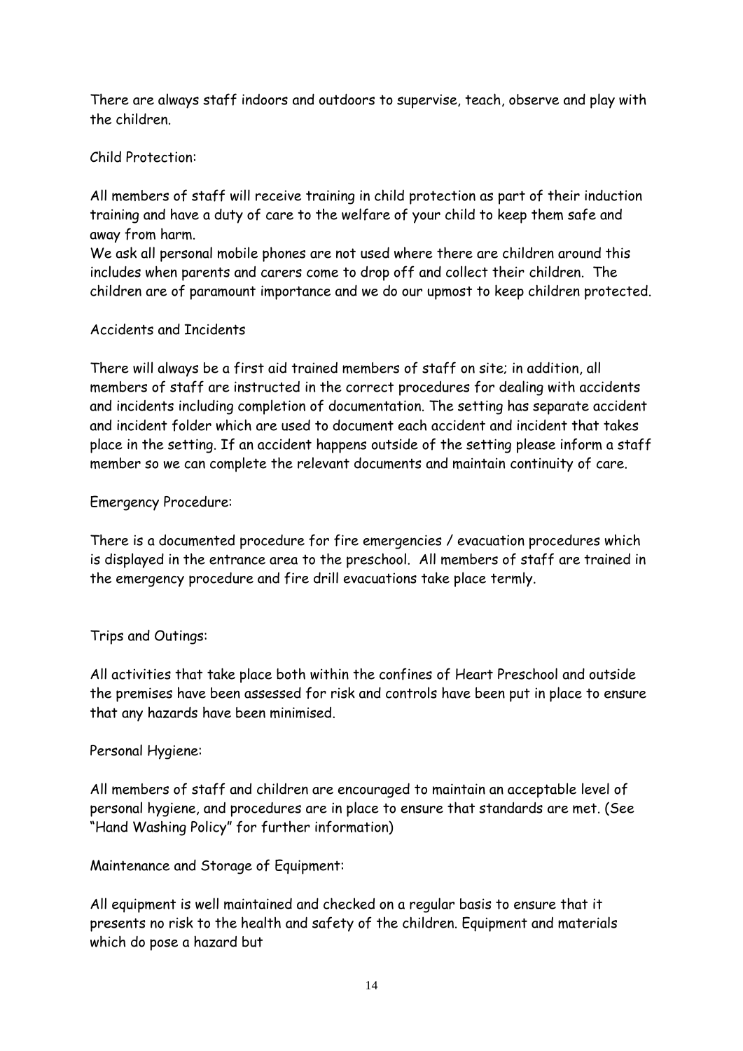There are always staff indoors and outdoors to supervise, teach, observe and play with the children.

Child Protection:

All members of staff will receive training in child protection as part of their induction training and have a duty of care to the welfare of your child to keep them safe and away from harm.
We ask all personal mobile phones are not used where there are children around this includes when parents and carers come to drop off and collect their children. The children are of paramount importance and we do our upmost to keep children protected.

Accidents and Incidents

There will always be a first aid trained members of staff on site; in addition, all members of staff are instructed in the correct procedures for dealing with accidents and incidents including completion of documentation. The setting has separate accident and incident folder which are used to document each accident and incident that takes place in the setting. If an accident happens outside of the setting please inform a staff member so we can complete the relevant documents and maintain continuity of care.

Emergency Procedure:

There is a documented procedure for fire emergencies / evacuation procedures which is displayed in the entrance area to the preschool. All members of staff are trained in the emergency procedure and fire drill evacuations take place termly.

Trips and Outings:

All activities that take place both within the confines of Heart Preschool and outside the premises have been assessed for risk and controls have been put in place to ensure that any hazards have been minimised.

Personal Hygiene:

All members of staff and children are encouraged to maintain an acceptable level of personal hygiene, and procedures are in place to ensure that standards are met. (See "Hand Washing Policy" for further information)

Maintenance and Storage of Equipment:

All equipment is well maintained and checked on a regular basis to ensure that it presents no risk to the health and safety of the children. Equipment and materials which do pose a hazard but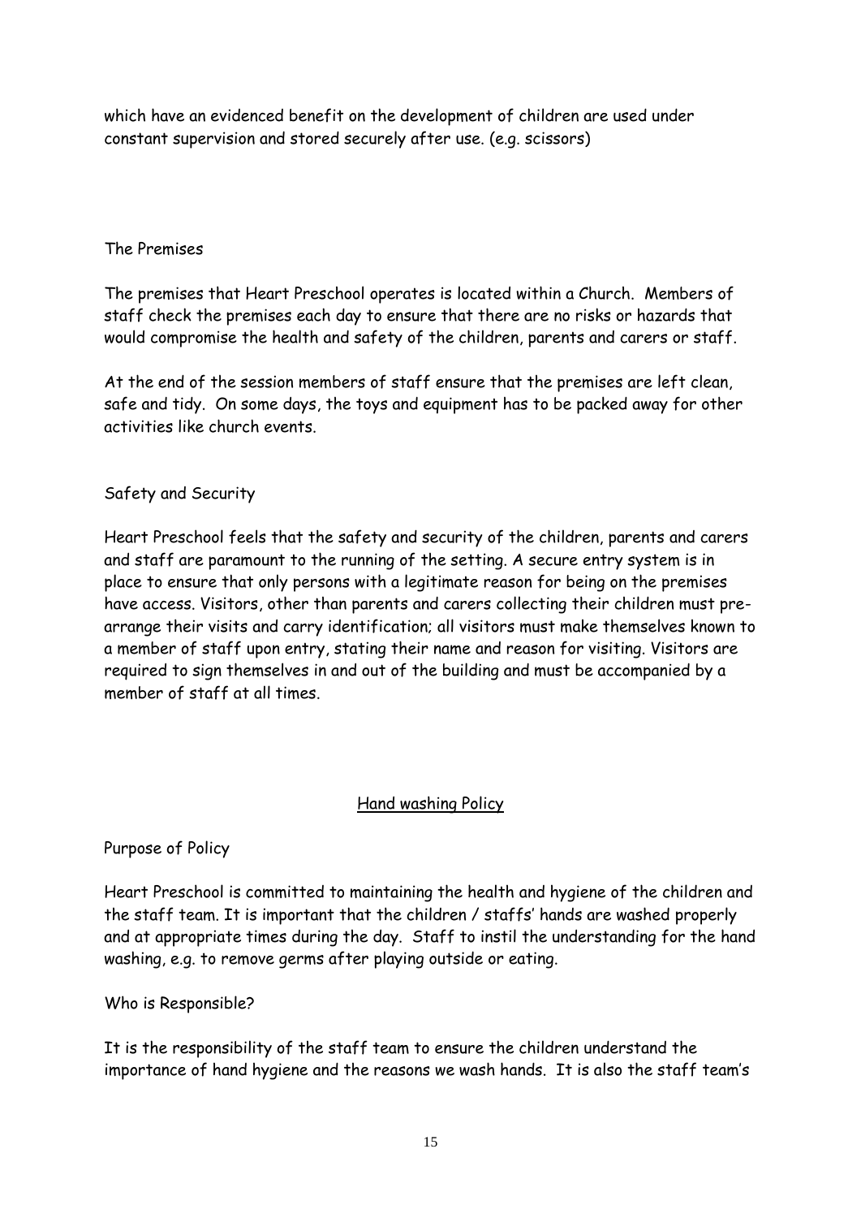which have an evidenced benefit on the development of children are used under constant supervision and stored securely after use. (e.g. scissors)

The Premises

The premises that Heart Preschool operates is located within a Church. Members of staff check the premises each day to ensure that there are no risks or hazards that would compromise the health and safety of the children, parents and carers or staff.

At the end of the session members of staff ensure that the premises are left clean, safe and tidy. On some days, the toys and equipment has to be packed away for other activities like church events.

Safety and Security

Heart Preschool feels that the safety and security of the children, parents and carers and staff are paramount to the running of the setting. A secure entry system is in place to ensure that only persons with a legitimate reason for being on the premises have access. Visitors, other than parents and carers collecting their children must pre-arrange their visits and carry identification; all visitors must make themselves known to a member of staff upon entry, stating their name and reason for visiting. Visitors are required to sign themselves in and out of the building and must be accompanied by a member of staff at all times.

## Hand washing Policy

Purpose of Policy

Heart Preschool is committed to maintaining the health and hygiene of the children and the staff team. It is important that the children / staffs' hands are washed properly and at appropriate times during the day. Staff to instil the understanding for the hand washing, e.g. to remove germs after playing outside or eating.

Who is Responsible?

It is the responsibility of the staff team to ensure the children understand the importance of hand hygiene and the reasons we wash hands. It is also the staff team's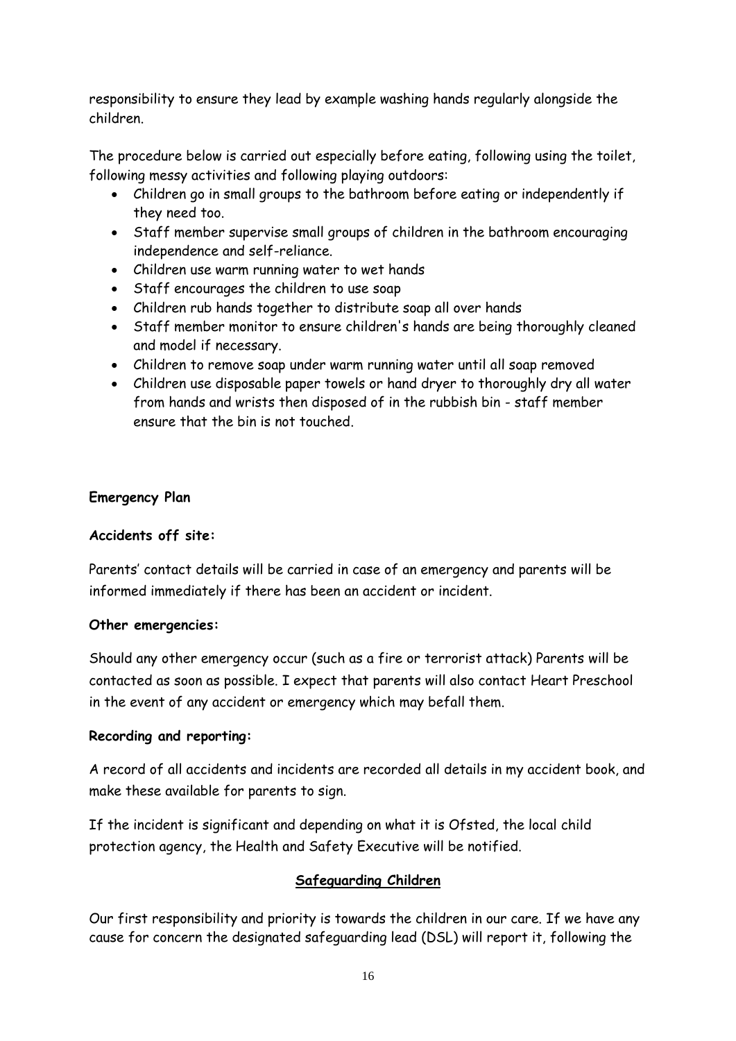responsibility to ensure they lead by example washing hands regularly alongside the children.

The procedure below is carried out especially before eating, following using the toilet, following messy activities and following playing outdoors:

- Children go in small groups to the bathroom before eating or independently if they need too.
- Staff member supervise small groups of children in the bathroom encouraging independence and self-reliance.
- Children use warm running water to wet hands
- Staff encourages the children to use soap
- Children rub hands together to distribute soap all over hands
- Staff member monitor to ensure children's hands are being thoroughly cleaned and model if necessary.
- Children to remove soap under warm running water until all soap removed
- Children use disposable paper towels or hand dryer to thoroughly dry all water from hands and wrists then disposed of in the rubbish bin - staff member ensure that the bin is not touched.

**Emergency Plan**

**Accidents off site:**

Parents' contact details will be carried in case of an emergency and parents will be informed immediately if there has been an accident or incident.

**Other emergencies:**

Should any other emergency occur (such as a fire or terrorist attack) Parents will be contacted as soon as possible. I expect that parents will also contact Heart Preschool in the event of any accident or emergency which may befall them.

**Recording and reporting:**

A record of all accidents and incidents are recorded all details in my accident book, and make these available for parents to sign.

If the incident is significant and depending on what it is Ofsted, the local child protection agency, the Health and Safety Executive will be notified.

## Safeguarding Children

Our first responsibility and priority is towards the children in our care. If we have any cause for concern the designated safeguarding lead (DSL) will report it, following the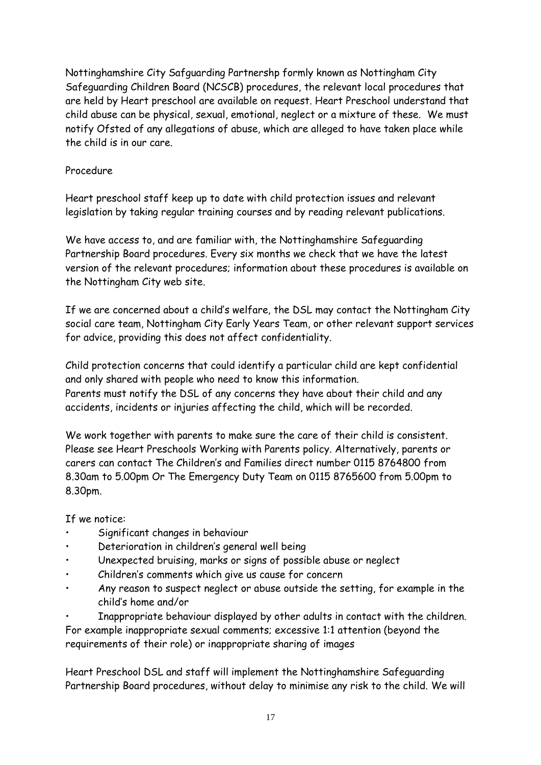Nottinghamshire City Safguarding Partnershp formly known as Nottingham City Safeguarding Children Board (NCSCB) procedures, the relevant local procedures that are held by Heart preschool are available on request. Heart Preschool understand that child abuse can be physical, sexual, emotional, neglect or a mixture of these. We must notify Ofsted of any allegations of abuse, which are alleged to have taken place while the child is in our care.

Procedure

Heart preschool staff keep up to date with child protection issues and relevant legislation by taking regular training courses and by reading relevant publications.

We have access to, and are familiar with, the Nottinghamshire Safeguarding Partnership Board procedures. Every six months we check that we have the latest version of the relevant procedures; information about these procedures is available on the Nottingham City web site.

If we are concerned about a child's welfare, the DSL may contact the Nottingham City social care team, Nottingham City Early Years Team, or other relevant support services for advice, providing this does not affect confidentiality.

Child protection concerns that could identify a particular child are kept confidential and only shared with people who need to know this information.
Parents must notify the DSL of any concerns they have about their child and any accidents, incidents or injuries affecting the child, which will be recorded.

We work together with parents to make sure the care of their child is consistent. Please see Heart Preschools Working with Parents policy. Alternatively, parents or carers can contact The Children's and Families direct number 0115 8764800 from 8.30am to 5.00pm Or The Emergency Duty Team on 0115 8765600 from 5.00pm to 8.30pm.

If we notice:

- Significant changes in behaviour
- Deterioration in children's general well being
- Unexpected bruising, marks or signs of possible abuse or neglect
- Children's comments which give us cause for concern
- Any reason to suspect neglect or abuse outside the setting, for example in the child's home and/or
- Inappropriate behaviour displayed by other adults in contact with the children.

For example inappropriate sexual comments; excessive 1:1 attention (beyond the requirements of their role) or inappropriate sharing of images

Heart Preschool DSL and staff will implement the Nottinghamshire Safeguarding Partnership Board procedures, without delay to minimise any risk to the child. We will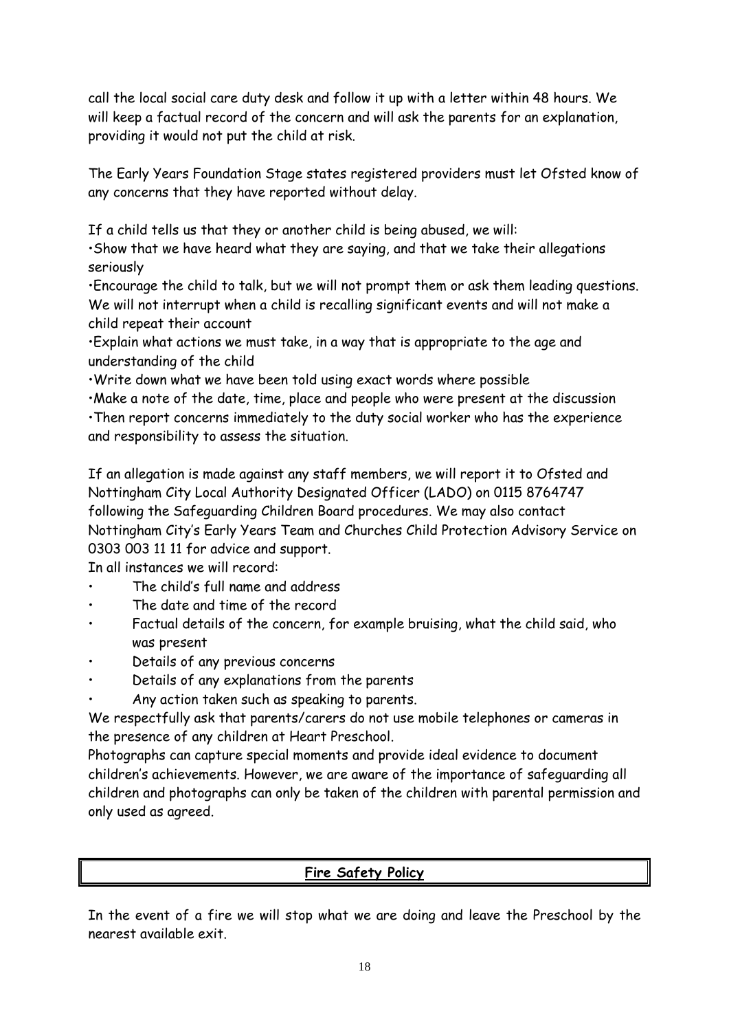call the local social care duty desk and follow it up with a letter within 48 hours. We will keep a factual record of the concern and will ask the parents for an explanation, providing it would not put the child at risk.

The Early Years Foundation Stage states registered providers must let Ofsted know of any concerns that they have reported without delay.

If a child tells us that they or another child is being abused, we will:

- Show that we have heard what they are saying, and that we take their allegations seriously
- Encourage the child to talk, but we will not prompt them or ask them leading questions. We will not interrupt when a child is recalling significant events and will not make a child repeat their account
- Explain what actions we must take, in a way that is appropriate to the age and understanding of the child
- Write down what we have been told using exact words where possible
- Make a note of the date, time, place and people who were present at the discussion
- Then report concerns immediately to the duty social worker who has the experience and responsibility to assess the situation.

If an allegation is made against any staff members, we will report it to Ofsted and Nottingham City Local Authority Designated Officer (LADO) on 0115 8764747 following the Safeguarding Children Board procedures. We may also contact Nottingham City's Early Years Team and Churches Child Protection Advisory Service on 0303 003 11 11 for advice and support.

In all instances we will record:

- The child's full name and address
- The date and time of the record
- Factual details of the concern, for example bruising, what the child said, who was present
- Details of any previous concerns
- Details of any explanations from the parents
- Any action taken such as speaking to parents.

We respectfully ask that parents/carers do not use mobile telephones or cameras in the presence of any children at Heart Preschool.

Photographs can capture special moments and provide ideal evidence to document children's achievements. However, we are aware of the importance of safeguarding all children and photographs can only be taken of the children with parental permission and only used as agreed.

## Fire Safety Policy

In the event of a fire we will stop what we are doing and leave the Preschool by the nearest available exit.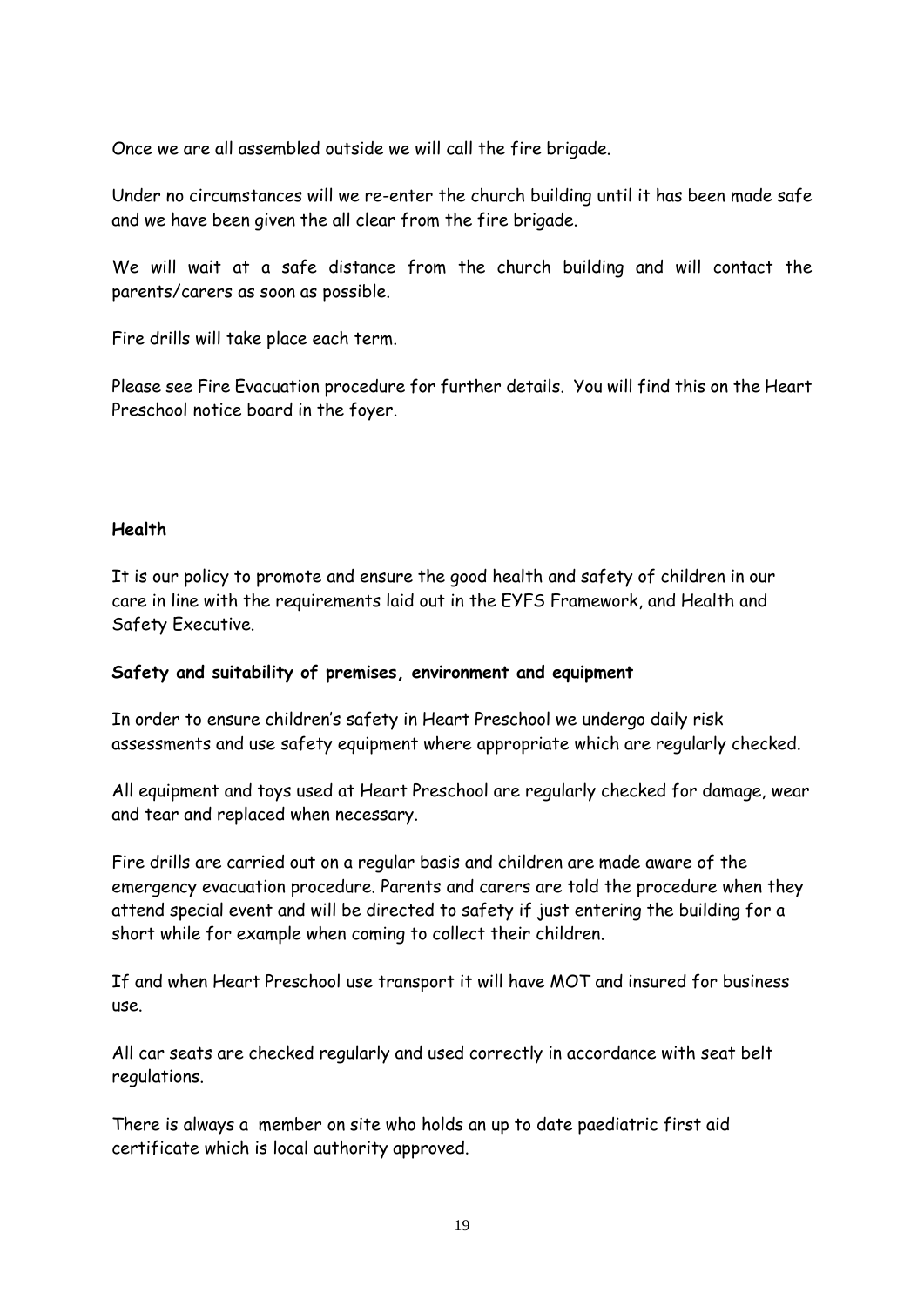Once we are all assembled outside we will call the fire brigade.

Under no circumstances will we re-enter the church building until it has been made safe and we have been given the all clear from the fire brigade.

We will wait at a safe distance from the church building and will contact the parents/carers as soon as possible.

Fire drills will take place each term.

Please see Fire Evacuation procedure for further details. You will find this on the Heart Preschool notice board in the foyer.

## Health

It is our policy to promote and ensure the good health and safety of children in our care in line with the requirements laid out in the EYFS Framework, and Health and Safety Executive.

**Safety and suitability of premises, environment and equipment**

In order to ensure children's safety in Heart Preschool we undergo daily risk assessments and use safety equipment where appropriate which are regularly checked.

All equipment and toys used at Heart Preschool are regularly checked for damage, wear and tear and replaced when necessary.

Fire drills are carried out on a regular basis and children are made aware of the emergency evacuation procedure. Parents and carers are told the procedure when they attend special event and will be directed to safety if just entering the building for a short while for example when coming to collect their children.

If and when Heart Preschool use transport it will have MOT and insured for business use.

All car seats are checked regularly and used correctly in accordance with seat belt regulations.

There is always a member on site who holds an up to date paediatric first aid certificate which is local authority approved.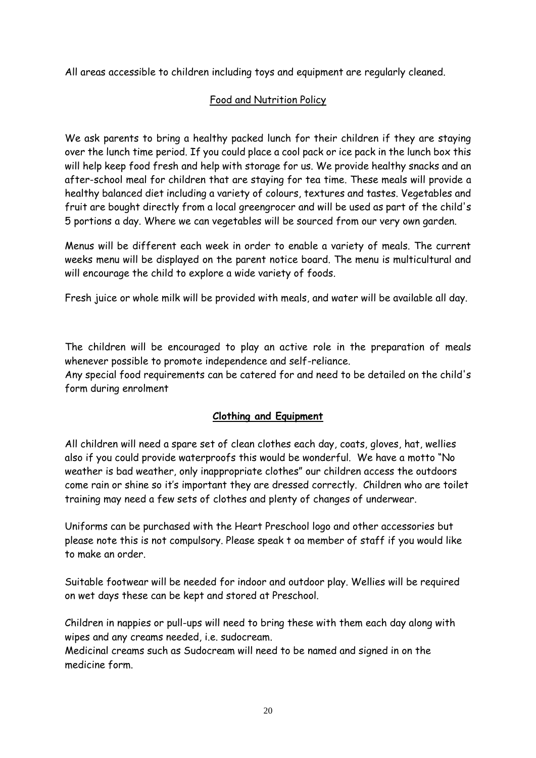All areas accessible to children including toys and equipment are regularly cleaned.

## Food and Nutrition Policy

We ask parents to bring a healthy packed lunch for their children if they are staying over the lunch time period. If you could place a cool pack or ice pack in the lunch box this will help keep food fresh and help with storage for us. We provide healthy snacks and an after-school meal for children that are staying for tea time. These meals will provide a healthy balanced diet including a variety of colours, textures and tastes. Vegetables and fruit are bought directly from a local greengrocer and will be used as part of the child's 5 portions a day. Where we can vegetables will be sourced from our very own garden.

Menus will be different each week in order to enable a variety of meals. The current weeks menu will be displayed on the parent notice board. The menu is multicultural and will encourage the child to explore a wide variety of foods.

Fresh juice or whole milk will be provided with meals, and water will be available all day.

The children will be encouraged to play an active role in the preparation of meals whenever possible to promote independence and self-reliance.
Any special food requirements can be catered for and need to be detailed on the child's form during enrolment

## **Clothing and Equipment**

All children will need a spare set of clean clothes each day, coats, gloves, hat, wellies also if you could provide waterproofs this would be wonderful. We have a motto "No weather is bad weather, only inappropriate clothes" our children access the outdoors come rain or shine so it's important they are dressed correctly. Children who are toilet training may need a few sets of clothes and plenty of changes of underwear.

Uniforms can be purchased with the Heart Preschool logo and other accessories but please note this is not compulsory. Please speak t oa member of staff if you would like to make an order.

Suitable footwear will be needed for indoor and outdoor play. Wellies will be required on wet days these can be kept and stored at Preschool.

Children in nappies or pull-ups will need to bring these with them each day along with wipes and any creams needed, i.e. sudocream.
Medicinal creams such as Sudocream will need to be named and signed in on the medicine form.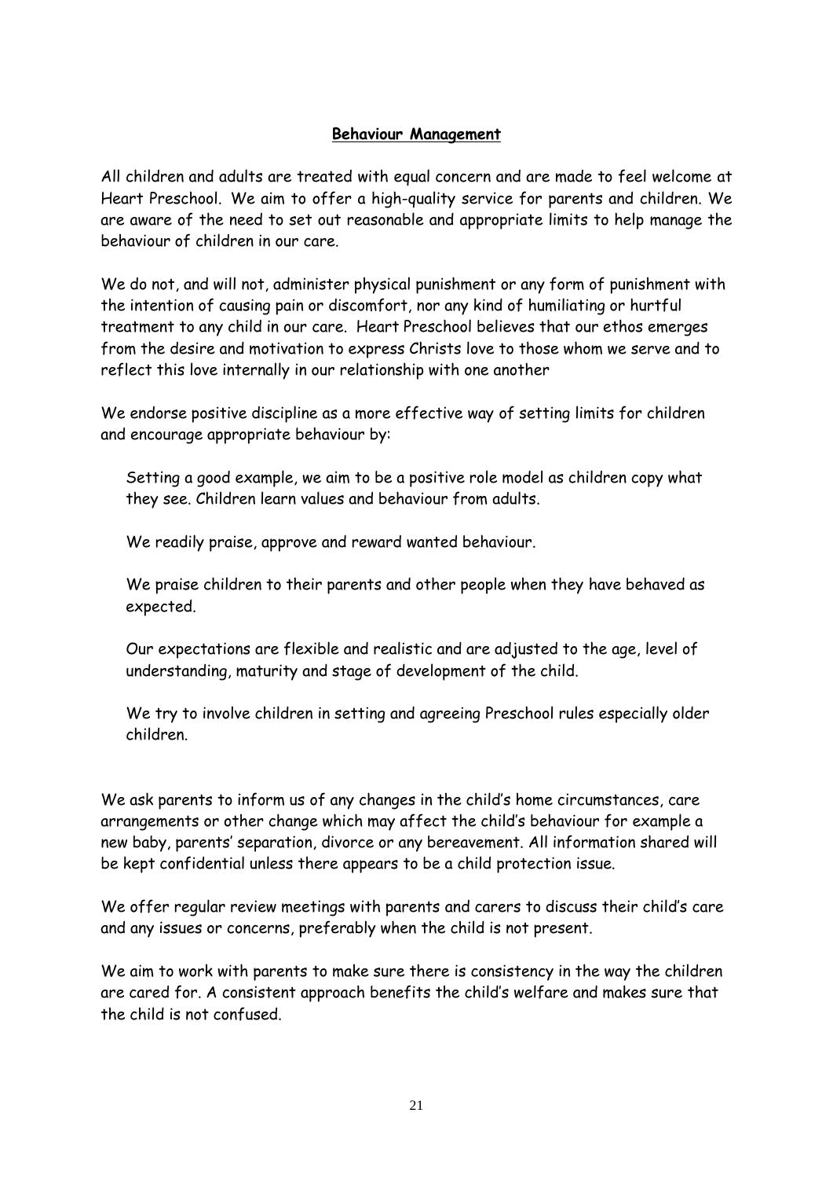## Behaviour Management

All children and adults are treated with equal concern and are made to feel welcome at Heart Preschool. We aim to offer a high-quality service for parents and children. We are aware of the need to set out reasonable and appropriate limits to help manage the behaviour of children in our care.

We do not, and will not, administer physical punishment or any form of punishment with the intention of causing pain or discomfort, nor any kind of humiliating or hurtful treatment to any child in our care. Heart Preschool believes that our ethos emerges from the desire and motivation to express Christs love to those whom we serve and to reflect this love internally in our relationship with one another

We endorse positive discipline as a more effective way of setting limits for children and encourage appropriate behaviour by:

Setting a good example, we aim to be a positive role model as children copy what they see. Children learn values and behaviour from adults.

We readily praise, approve and reward wanted behaviour.

We praise children to their parents and other people when they have behaved as expected.

Our expectations are flexible and realistic and are adjusted to the age, level of understanding, maturity and stage of development of the child.

We try to involve children in setting and agreeing Preschool rules especially older children.

We ask parents to inform us of any changes in the child's home circumstances, care arrangements or other change which may affect the child's behaviour for example a new baby, parents' separation, divorce or any bereavement. All information shared will be kept confidential unless there appears to be a child protection issue.

We offer regular review meetings with parents and carers to discuss their child's care and any issues or concerns, preferably when the child is not present.

We aim to work with parents to make sure there is consistency in the way the children are cared for. A consistent approach benefits the child's welfare and makes sure that the child is not confused.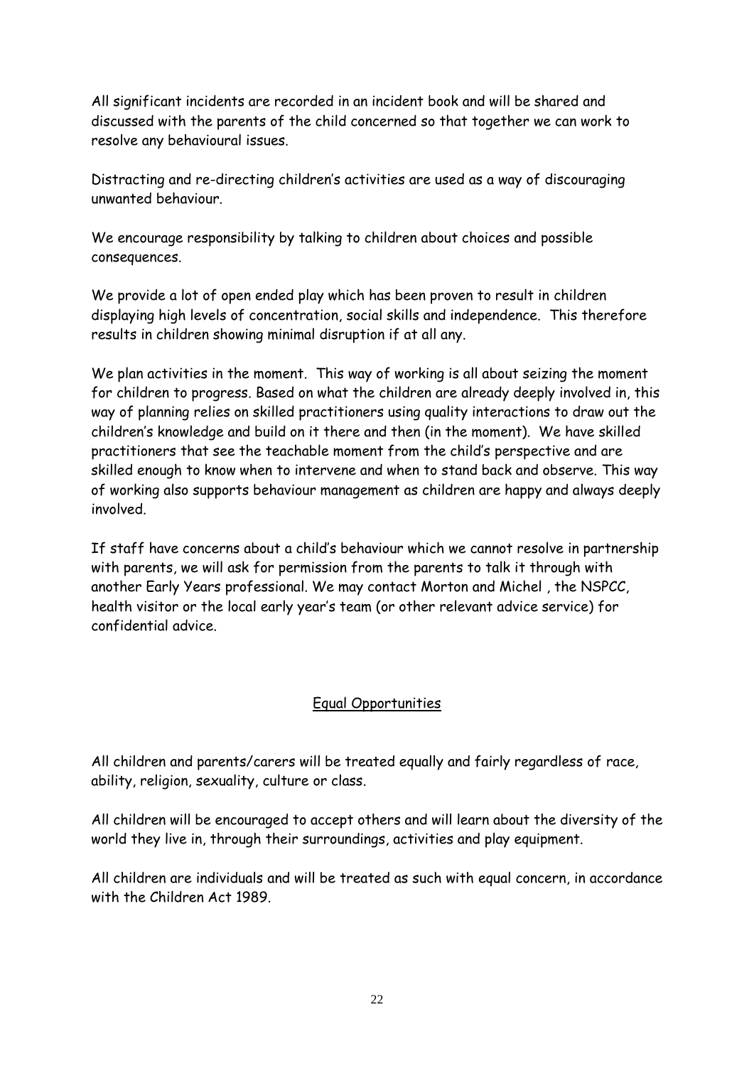All significant incidents are recorded in an incident book and will be shared and discussed with the parents of the child concerned so that together we can work to resolve any behavioural issues.

Distracting and re-directing children's activities are used as a way of discouraging unwanted behaviour.

We encourage responsibility by talking to children about choices and possible consequences.

We provide a lot of open ended play which has been proven to result in children displaying high levels of concentration, social skills and independence. This therefore results in children showing minimal disruption if at all any.

We plan activities in the moment. This way of working is all about seizing the moment for children to progress. Based on what the children are already deeply involved in, this way of planning relies on skilled practitioners using quality interactions to draw out the children's knowledge and build on it there and then (in the moment). We have skilled practitioners that see the teachable moment from the child's perspective and are skilled enough to know when to intervene and when to stand back and observe. This way of working also supports behaviour management as children are happy and always deeply involved.

If staff have concerns about a child's behaviour which we cannot resolve in partnership with parents, we will ask for permission from the parents to talk it through with another Early Years professional. We may contact Morton and Michel , the NSPCC, health visitor or the local early year's team (or other relevant advice service) for confidential advice.

## Equal Opportunities

All children and parents/carers will be treated equally and fairly regardless of race, ability, religion, sexuality, culture or class.

All children will be encouraged to accept others and will learn about the diversity of the world they live in, through their surroundings, activities and play equipment.

All children are individuals and will be treated as such with equal concern, in accordance with the Children Act 1989.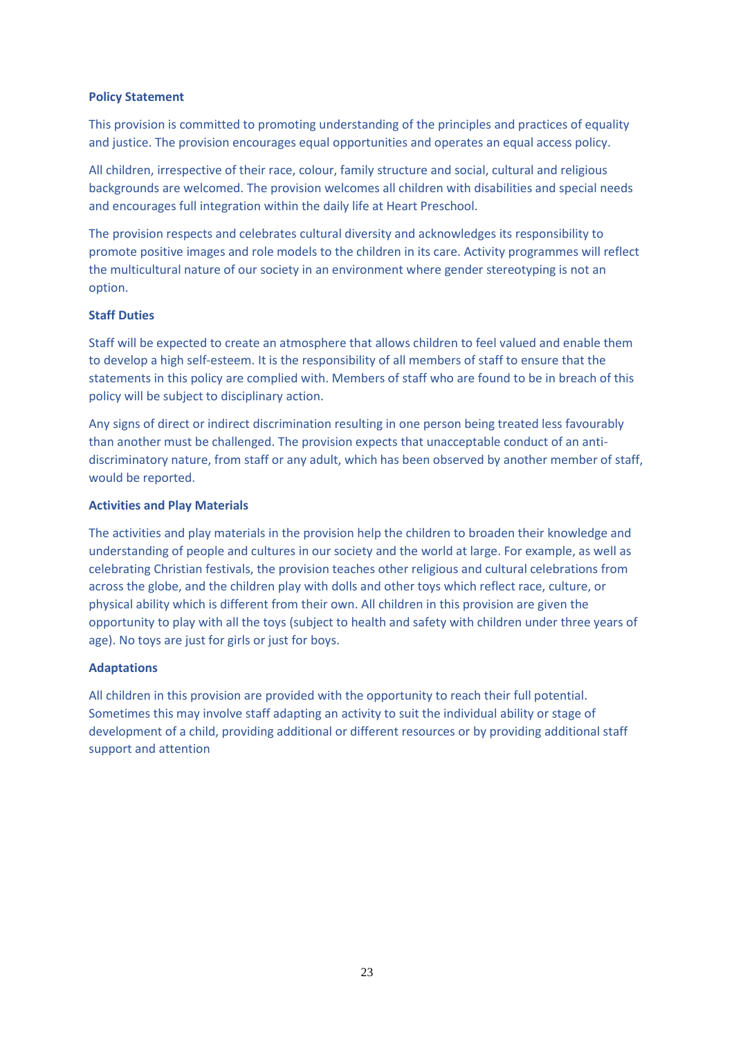**Policy Statement**

This provision is committed to promoting understanding of the principles and practices of equality and justice. The provision encourages equal opportunities and operates an equal access policy.

All children, irrespective of their race, colour, family structure and social, cultural and religious backgrounds are welcomed. The provision welcomes all children with disabilities and special needs and encourages full integration within the daily life at Heart Preschool.

The provision respects and celebrates cultural diversity and acknowledges its responsibility to promote positive images and role models to the children in its care. Activity programmes will reflect the multicultural nature of our society in an environment where gender stereotyping is not an option.

**Staff Duties**

Staff will be expected to create an atmosphere that allows children to feel valued and enable them to develop a high self-esteem. It is the responsibility of all members of staff to ensure that the statements in this policy are complied with. Members of staff who are found to be in breach of this policy will be subject to disciplinary action.

Any signs of direct or indirect discrimination resulting in one person being treated less favourably than another must be challenged. The provision expects that unacceptable conduct of an anti-discriminatory nature, from staff or any adult, which has been observed by another member of staff, would be reported.

**Activities and Play Materials**

The activities and play materials in the provision help the children to broaden their knowledge and understanding of people and cultures in our society and the world at large. For example, as well as celebrating Christian festivals, the provision teaches other religious and cultural celebrations from across the globe, and the children play with dolls and other toys which reflect race, culture, or physical ability which is different from their own. All children in this provision are given the opportunity to play with all the toys (subject to health and safety with children under three years of age). No toys are just for girls or just for boys.

**Adaptations**

All children in this provision are provided with the opportunity to reach their full potential. Sometimes this may involve staff adapting an activity to suit the individual ability or stage of development of a child, providing additional or different resources or by providing additional staff support and attention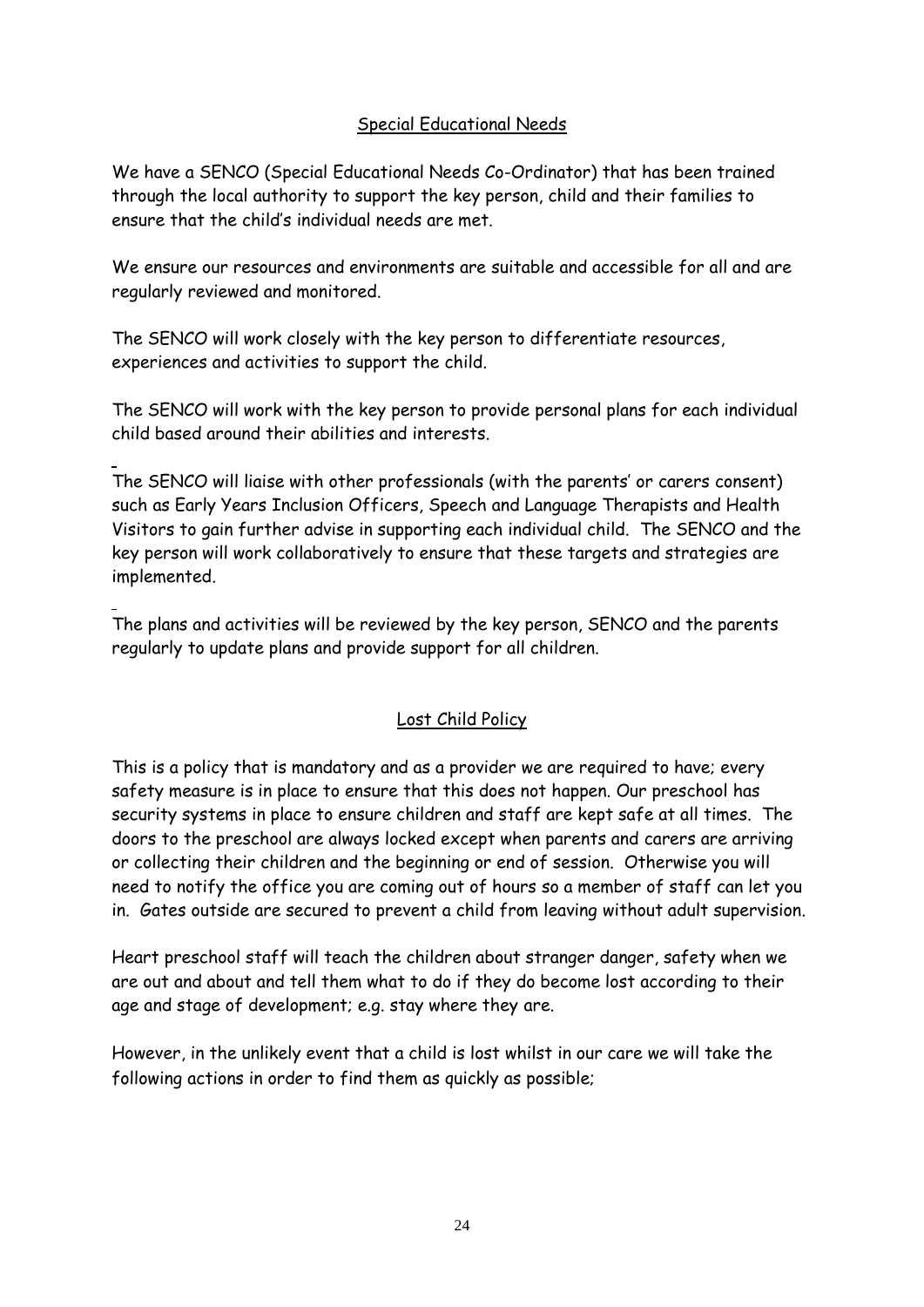## Special Educational Needs

We have a SENCO (Special Educational Needs Co-Ordinator) that has been trained through the local authority to support the key person, child and their families to ensure that the child's individual needs are met.

We ensure our resources and environments are suitable and accessible for all and are regularly reviewed and monitored.

The SENCO will work closely with the key person to differentiate resources, experiences and activities to support the child.

The SENCO will work with the key person to provide personal plans for each individual child based around their abilities and interests.

The SENCO will liaise with other professionals (with the parents' or carers consent) such as Early Years Inclusion Officers, Speech and Language Therapists and Health Visitors to gain further advise in supporting each individual child. The SENCO and the key person will work collaboratively to ensure that these targets and strategies are implemented.

The plans and activities will be reviewed by the key person, SENCO and the parents regularly to update plans and provide support for all children.

## Lost Child Policy

This is a policy that is mandatory and as a provider we are required to have; every safety measure is in place to ensure that this does not happen. Our preschool has security systems in place to ensure children and staff are kept safe at all times. The doors to the preschool are always locked except when parents and carers are arriving or collecting their children and the beginning or end of session. Otherwise you will need to notify the office you are coming out of hours so a member of staff can let you in. Gates outside are secured to prevent a child from leaving without adult supervision.

Heart preschool staff will teach the children about stranger danger, safety when we are out and about and tell them what to do if they do become lost according to their age and stage of development; e.g. stay where they are.

However, in the unlikely event that a child is lost whilst in our care we will take the following actions in order to find them as quickly as possible;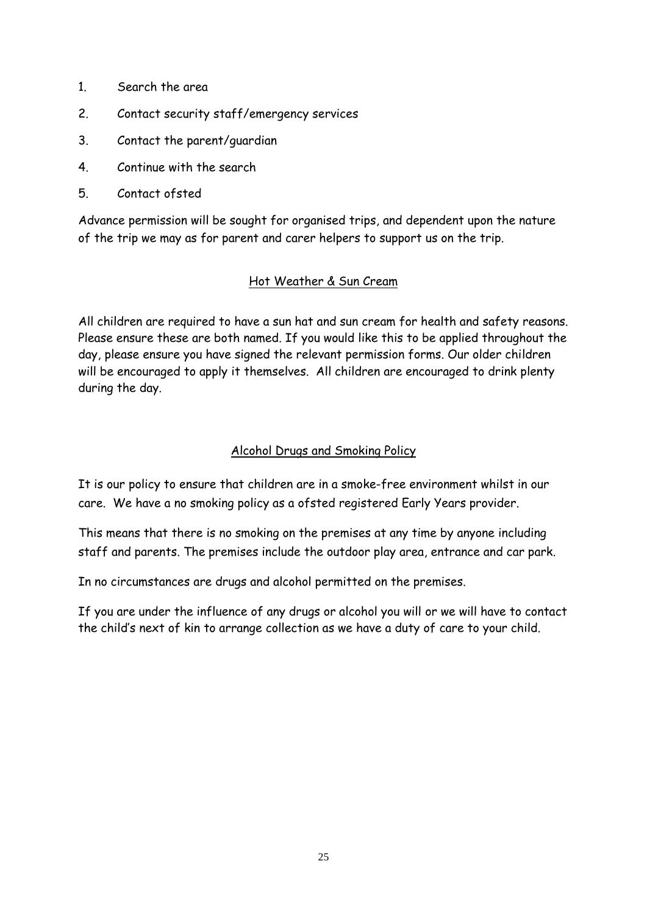1. Search the area
2. Contact security staff/emergency services
3. Contact the parent/guardian
4. Continue with the search
5. Contact ofsted

Advance permission will be sought for organised trips, and dependent upon the nature of the trip we may as for parent and carer helpers to support us on the trip.

## Hot Weather & Sun Cream

All children are required to have a sun hat and sun cream for health and safety reasons. Please ensure these are both named. If you would like this to be applied throughout the day, please ensure you have signed the relevant permission forms. Our older children will be encouraged to apply it themselves. All children are encouraged to drink plenty during the day.

## Alcohol Drugs and Smoking Policy

It is our policy to ensure that children are in a smoke-free environment whilst in our care. We have a no smoking policy as a ofsted registered Early Years provider.

This means that there is no smoking on the premises at any time by anyone including staff and parents. The premises include the outdoor play area, entrance and car park.

In no circumstances are drugs and alcohol permitted on the premises.

If you are under the influence of any drugs or alcohol you will or we will have to contact the child's next of kin to arrange collection as we have a duty of care to your child.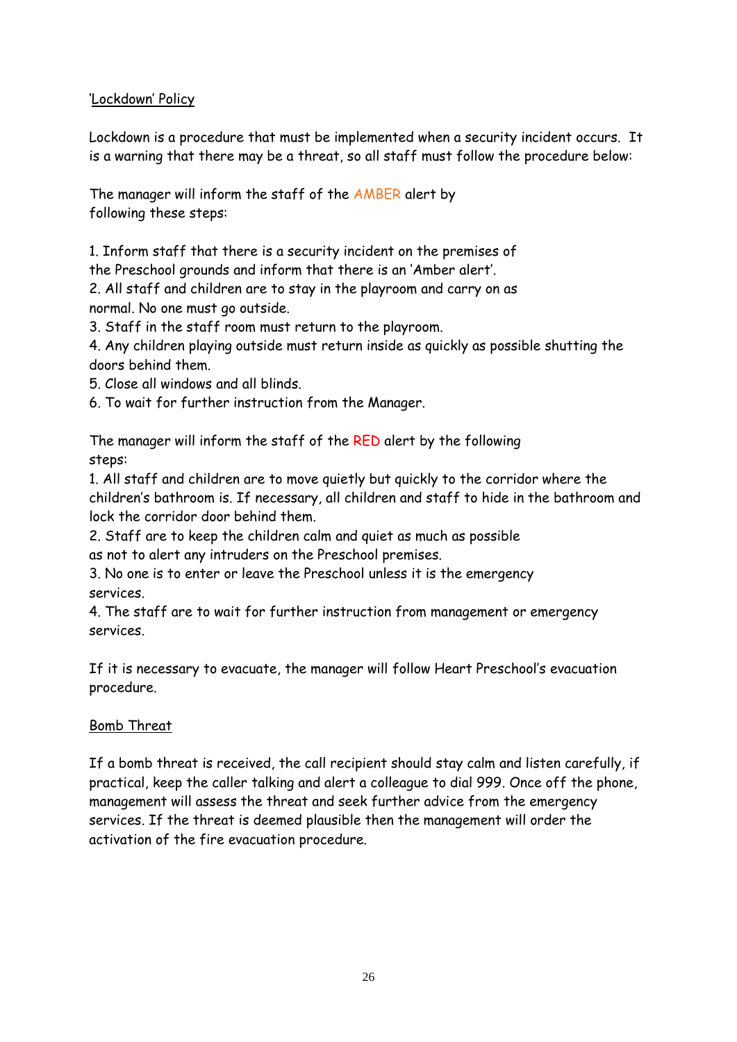## 'Lockdown' Policy

Lockdown is a procedure that must be implemented when a security incident occurs. It is a warning that there may be a threat, so all staff must follow the procedure below:

The manager will inform the staff of the AMBER alert by following these steps:

1. Inform staff that there is a security incident on the premises of the Preschool grounds and inform that there is an 'Amber alert'.
2. All staff and children are to stay in the playroom and carry on as normal. No one must go outside.
3. Staff in the staff room must return to the playroom.
4. Any children playing outside must return inside as quickly as possible shutting the doors behind them.
5. Close all windows and all blinds.
6. To wait for further instruction from the Manager.

The manager will inform the staff of the RED alert by the following steps:

1. All staff and children are to move quietly but quickly to the corridor where the children's bathroom is. If necessary, all children and staff to hide in the bathroom and lock the corridor door behind them.
2. Staff are to keep the children calm and quiet as much as possible as not to alert any intruders on the Preschool premises.
3. No one is to enter or leave the Preschool unless it is the emergency services.
4. The staff are to wait for further instruction from management or emergency services.

If it is necessary to evacuate, the manager will follow Heart Preschool's evacuation procedure.

## Bomb Threat

If a bomb threat is received, the call recipient should stay calm and listen carefully, if practical, keep the caller talking and alert a colleague to dial 999. Once off the phone, management will assess the threat and seek further advice from the emergency services. If the threat is deemed plausible then the management will order the activation of the fire evacuation procedure.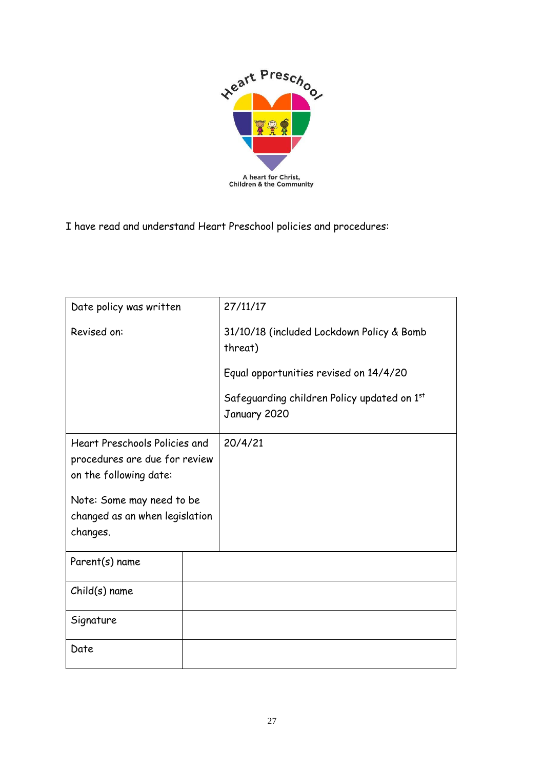Heart Preschool

A heart for Christ, Children & the Community

I have read and understand Heart Preschool policies and procedures:

| | |
|---|---|
| Date policy was written | 27/11/17 |
| Revised on: | 31/10/18 (included Lockdown Policy & Bomb threat)<br><br>Equal opportunities revised on 14/4/20<br><br>Safeguarding children Policy updated on 1st January 2020 |
| Heart Preschools Policies and procedures are due for review on the following date:<br><br>Note: Some may need to be changed as an when legislation changes. | 20/4/21 |

| | |
|---|---|
| Parent(s) name | |
| Child(s) name | |
| Signature | |
| Date | |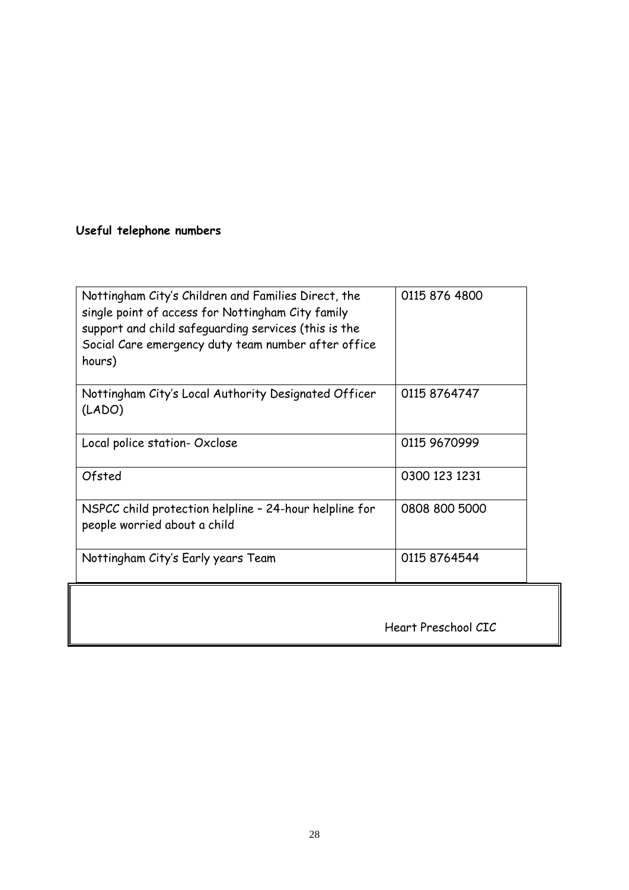**Useful telephone numbers**

| | |
|---|---|
| Nottingham City's Children and Families Direct, the single point of access for Nottingham City family support and child safeguarding services (this is the Social Care emergency duty team number after office hours) | 0115 876 4800 |
| Nottingham City's Local Authority Designated Officer (LADO) | 0115 8764747 |
| Local police station- Oxclose | 0115 9670999 |
| Ofsted | 0300 123 1231 |
| NSPCC child protection helpline – 24-hour helpline for people worried about a child | 0808 800 5000 |
| Nottingham City's Early years Team | 0115 8764544 |

Heart Preschool CIC